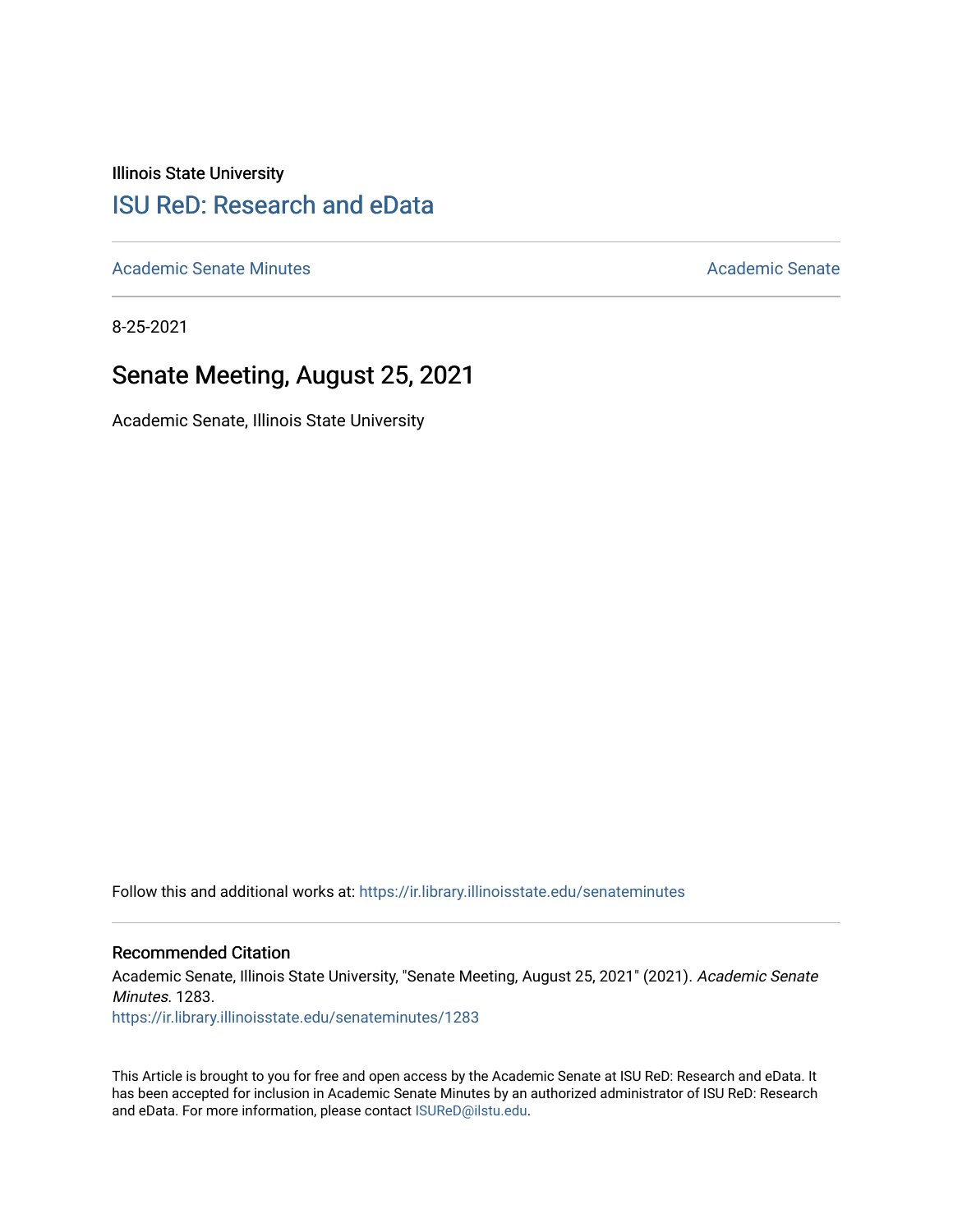Illinois State University

## ISU ReD: Research and eData

Academic Senate Minutes Academic Senate

8-25-2021

# Senate Meeting, August 25, 2021

Academic Senate, Illinois State University

Follow this and additional works at: https://ir.library.illinoisstate.edu/senateminutes

### Recommended Citation

Academic Senate, Illinois State University, "Senate Meeting, August 25, 2021" (2021). *Academic Senate Minutes*. 1283.
https://ir.library.illinoisstate.edu/senateminutes/1283

This Article is brought to you for free and open access by the Academic Senate at ISU ReD: Research and eData. It has been accepted for inclusion in Academic Senate Minutes by an authorized administrator of ISU ReD: Research and eData. For more information, please contact ISUReD@ilstu.edu.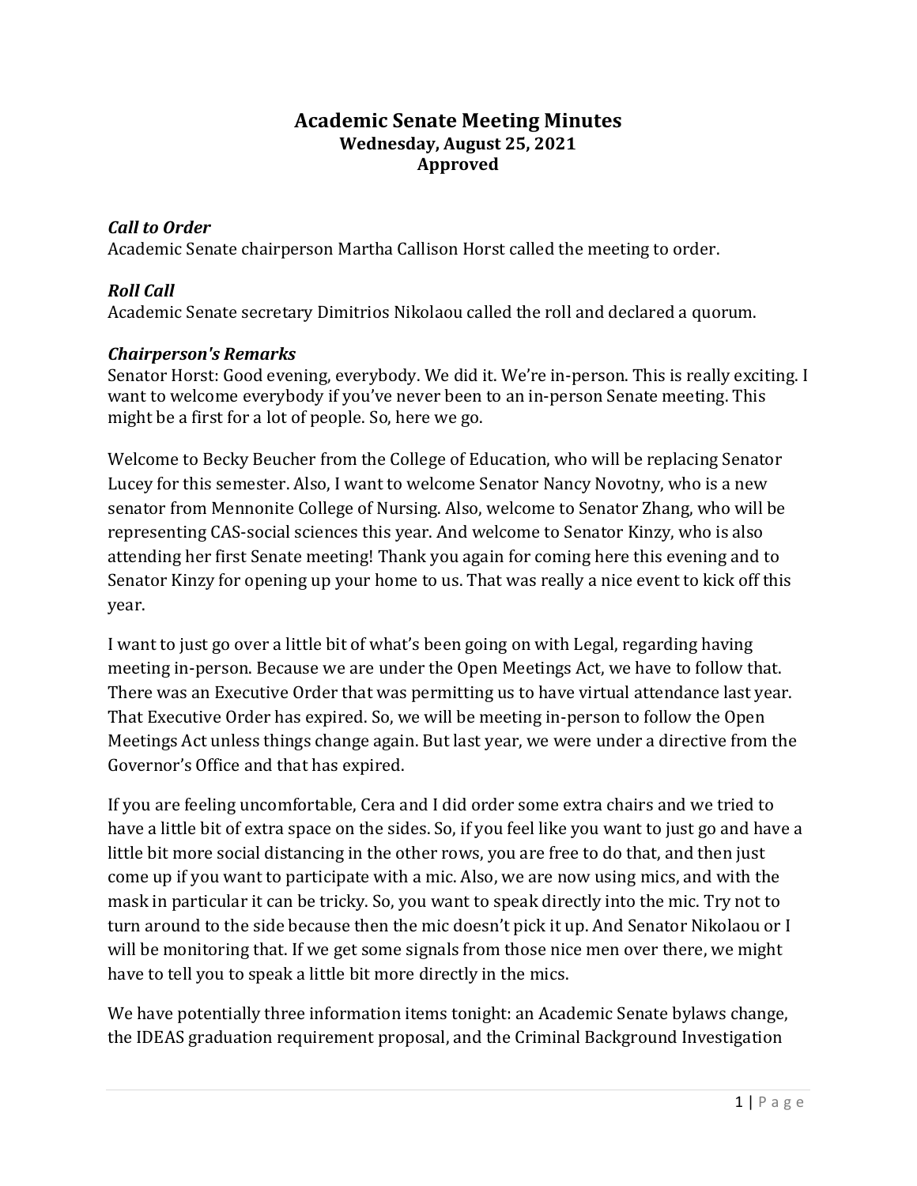# Academic Senate Meeting Minutes
## Wednesday, August 25, 2021
## Approved

***Call to Order***
Academic Senate chairperson Martha Callison Horst called the meeting to order.

***Roll Call***
Academic Senate secretary Dimitrios Nikolaou called the roll and declared a quorum.

***Chairperson's Remarks***
Senator Horst: Good evening, everybody. We did it. We're in-person. This is really exciting. I want to welcome everybody if you've never been to an in-person Senate meeting. This might be a first for a lot of people. So, here we go.

Welcome to Becky Beucher from the College of Education, who will be replacing Senator Lucey for this semester. Also, I want to welcome Senator Nancy Novotny, who is a new senator from Mennonite College of Nursing. Also, welcome to Senator Zhang, who will be representing CAS-social sciences this year. And welcome to Senator Kinzy, who is also attending her first Senate meeting! Thank you again for coming here this evening and to Senator Kinzy for opening up your home to us. That was really a nice event to kick off this year.

I want to just go over a little bit of what's been going on with Legal, regarding having meeting in-person. Because we are under the Open Meetings Act, we have to follow that. There was an Executive Order that was permitting us to have virtual attendance last year. That Executive Order has expired. So, we will be meeting in-person to follow the Open Meetings Act unless things change again. But last year, we were under a directive from the Governor's Office and that has expired.

If you are feeling uncomfortable, Cera and I did order some extra chairs and we tried to have a little bit of extra space on the sides. So, if you feel like you want to just go and have a little bit more social distancing in the other rows, you are free to do that, and then just come up if you want to participate with a mic. Also, we are now using mics, and with the mask in particular it can be tricky. So, you want to speak directly into the mic. Try not to turn around to the side because then the mic doesn't pick it up. And Senator Nikolaou or I will be monitoring that. If we get some signals from those nice men over there, we might have to tell you to speak a little bit more directly in the mics.

We have potentially three information items tonight: an Academic Senate bylaws change, the IDEAS graduation requirement proposal, and the Criminal Background Investigation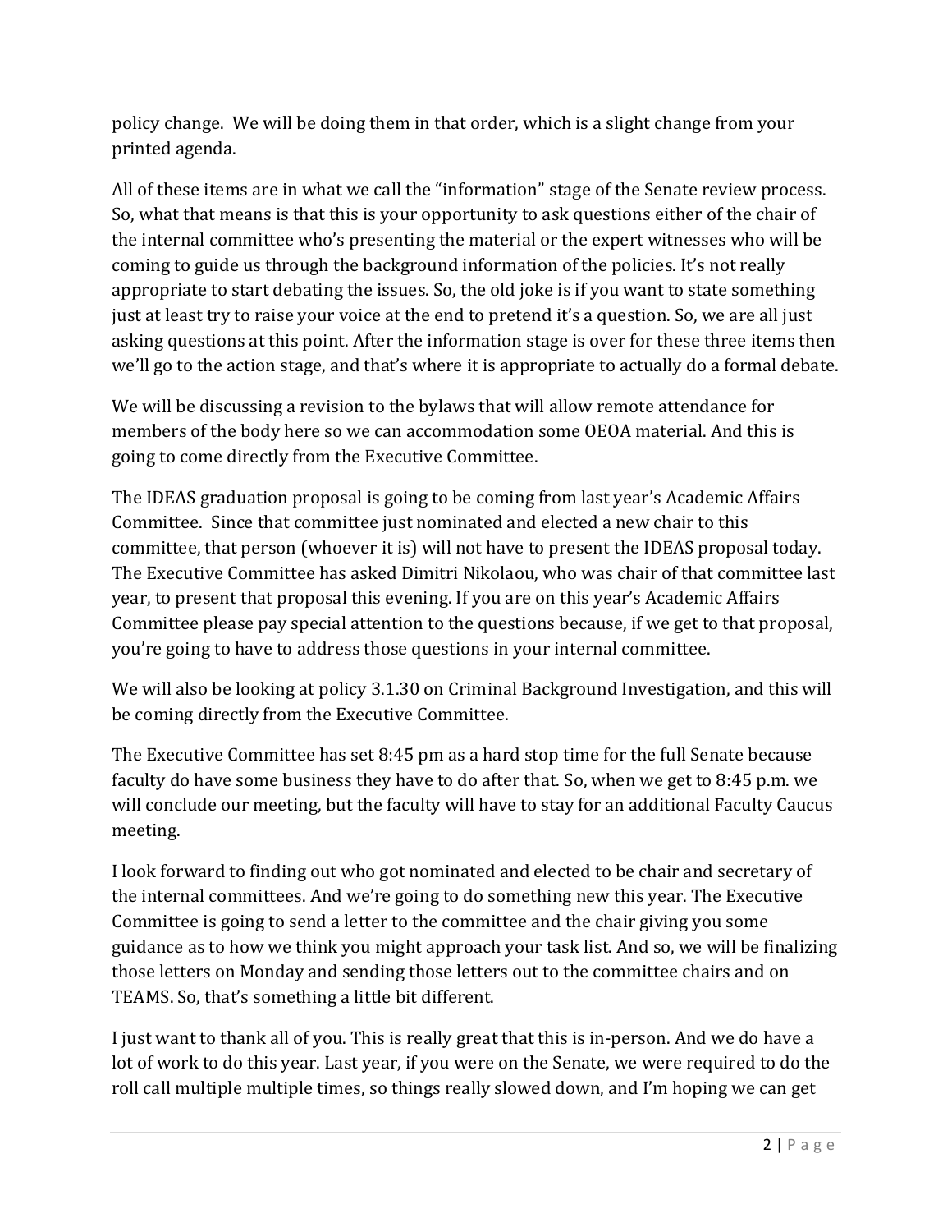policy change. We will be doing them in that order, which is a slight change from your printed agenda.

All of these items are in what we call the "information" stage of the Senate review process. So, what that means is that this is your opportunity to ask questions either of the chair of the internal committee who's presenting the material or the expert witnesses who will be coming to guide us through the background information of the policies. It's not really appropriate to start debating the issues. So, the old joke is if you want to state something just at least try to raise your voice at the end to pretend it's a question. So, we are all just asking questions at this point. After the information stage is over for these three items then we'll go to the action stage, and that's where it is appropriate to actually do a formal debate.

We will be discussing a revision to the bylaws that will allow remote attendance for members of the body here so we can accommodation some OEOA material. And this is going to come directly from the Executive Committee.

The IDEAS graduation proposal is going to be coming from last year's Academic Affairs Committee. Since that committee just nominated and elected a new chair to this committee, that person (whoever it is) will not have to present the IDEAS proposal today. The Executive Committee has asked Dimitri Nikolaou, who was chair of that committee last year, to present that proposal this evening. If you are on this year's Academic Affairs Committee please pay special attention to the questions because, if we get to that proposal, you're going to have to address those questions in your internal committee.

We will also be looking at policy 3.1.30 on Criminal Background Investigation, and this will be coming directly from the Executive Committee.

The Executive Committee has set 8:45 pm as a hard stop time for the full Senate because faculty do have some business they have to do after that. So, when we get to 8:45 p.m. we will conclude our meeting, but the faculty will have to stay for an additional Faculty Caucus meeting.

I look forward to finding out who got nominated and elected to be chair and secretary of the internal committees. And we're going to do something new this year. The Executive Committee is going to send a letter to the committee and the chair giving you some guidance as to how we think you might approach your task list. And so, we will be finalizing those letters on Monday and sending those letters out to the committee chairs and on TEAMS. So, that's something a little bit different.

I just want to thank all of you. This is really great that this is in-person. And we do have a lot of work to do this year. Last year, if you were on the Senate, we were required to do the roll call multiple multiple times, so things really slowed down, and I'm hoping we can get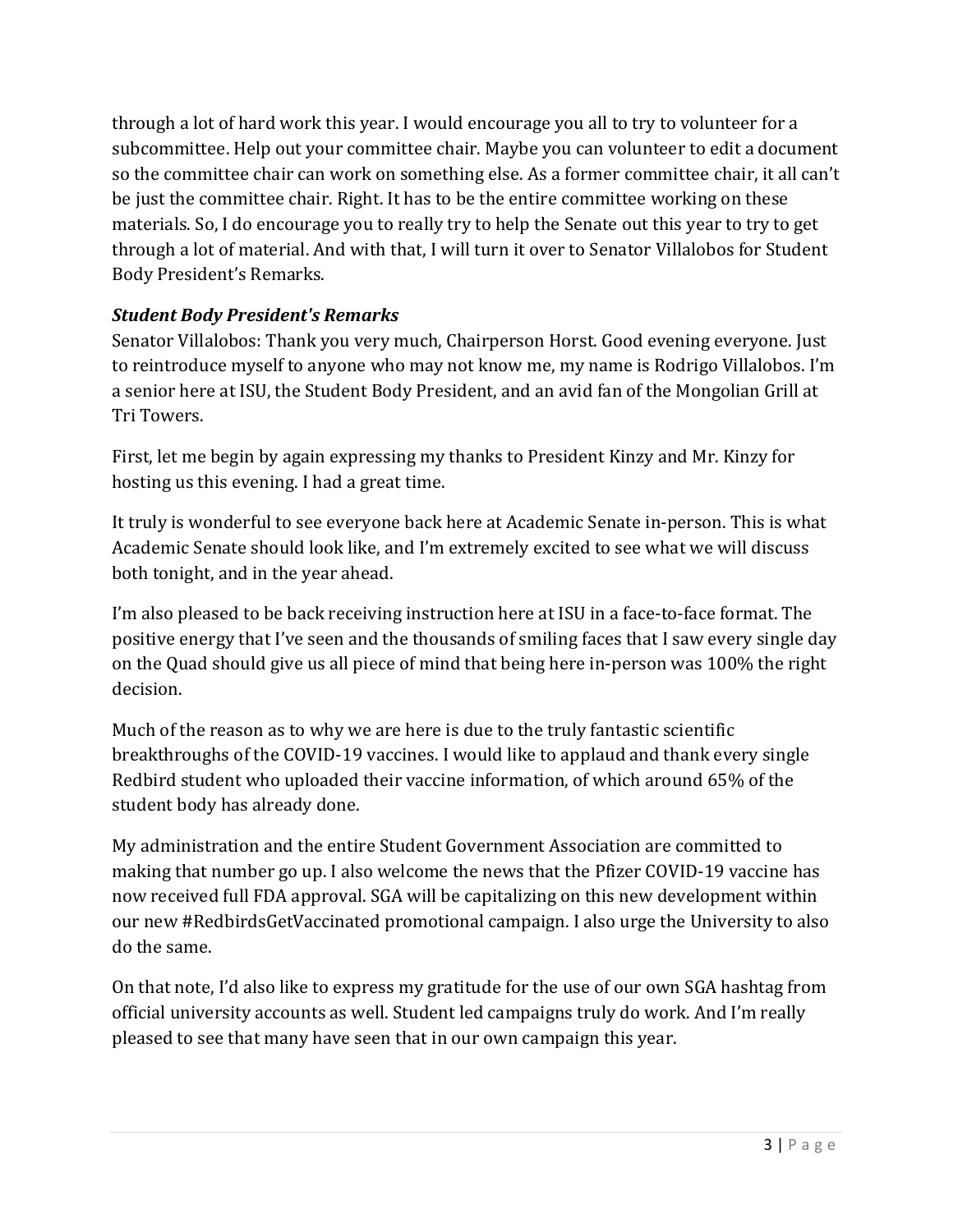through a lot of hard work this year. I would encourage you all to try to volunteer for a subcommittee. Help out your committee chair. Maybe you can volunteer to edit a document so the committee chair can work on something else. As a former committee chair, it all can't be just the committee chair. Right. It has to be the entire committee working on these materials. So, I do encourage you to really try to help the Senate out this year to try to get through a lot of material. And with that, I will turn it over to Senator Villalobos for Student Body President's Remarks.

***Student Body President's Remarks***

Senator Villalobos: Thank you very much, Chairperson Horst. Good evening everyone. Just to reintroduce myself to anyone who may not know me, my name is Rodrigo Villalobos. I'm a senior here at ISU, the Student Body President, and an avid fan of the Mongolian Grill at Tri Towers.

First, let me begin by again expressing my thanks to President Kinzy and Mr. Kinzy for hosting us this evening. I had a great time.

It truly is wonderful to see everyone back here at Academic Senate in-person. This is what Academic Senate should look like, and I'm extremely excited to see what we will discuss both tonight, and in the year ahead.

I'm also pleased to be back receiving instruction here at ISU in a face-to-face format. The positive energy that I've seen and the thousands of smiling faces that I saw every single day on the Quad should give us all piece of mind that being here in-person was 100% the right decision.

Much of the reason as to why we are here is due to the truly fantastic scientific breakthroughs of the COVID-19 vaccines. I would like to applaud and thank every single Redbird student who uploaded their vaccine information, of which around 65% of the student body has already done.

My administration and the entire Student Government Association are committed to making that number go up. I also welcome the news that the Pfizer COVID-19 vaccine has now received full FDA approval. SGA will be capitalizing on this new development within our new #RedbirdsGetVaccinated promotional campaign. I also urge the University to also do the same.

On that note, I'd also like to express my gratitude for the use of our own SGA hashtag from official university accounts as well. Student led campaigns truly do work. And I'm really pleased to see that many have seen that in our own campaign this year.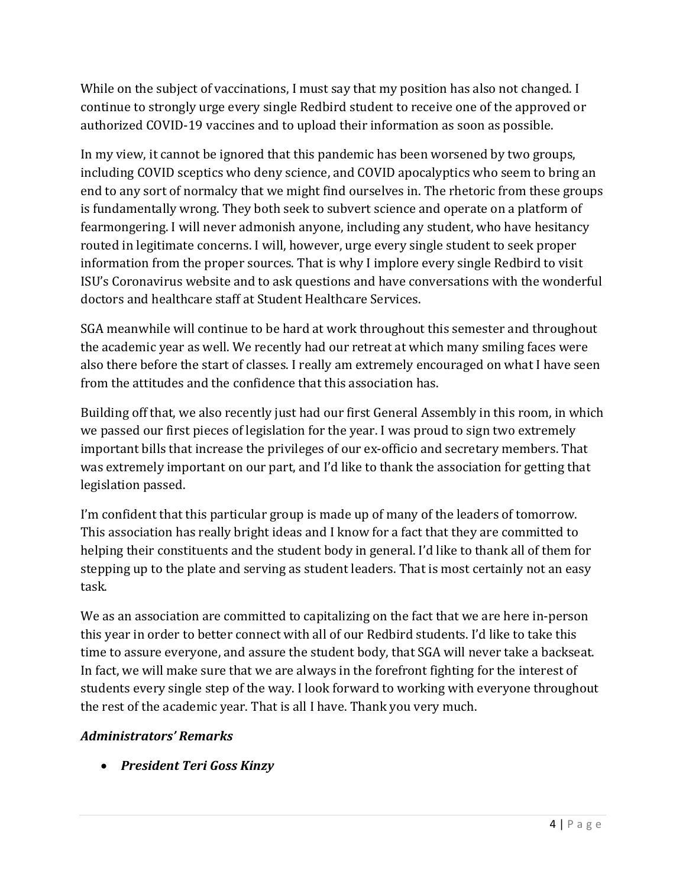While on the subject of vaccinations, I must say that my position has also not changed. I continue to strongly urge every single Redbird student to receive one of the approved or authorized COVID-19 vaccines and to upload their information as soon as possible.

In my view, it cannot be ignored that this pandemic has been worsened by two groups, including COVID sceptics who deny science, and COVID apocalyptics who seem to bring an end to any sort of normalcy that we might find ourselves in. The rhetoric from these groups is fundamentally wrong. They both seek to subvert science and operate on a platform of fearmongering. I will never admonish anyone, including any student, who have hesitancy routed in legitimate concerns. I will, however, urge every single student to seek proper information from the proper sources. That is why I implore every single Redbird to visit ISU's Coronavirus website and to ask questions and have conversations with the wonderful doctors and healthcare staff at Student Healthcare Services.

SGA meanwhile will continue to be hard at work throughout this semester and throughout the academic year as well. We recently had our retreat at which many smiling faces were also there before the start of classes. I really am extremely encouraged on what I have seen from the attitudes and the confidence that this association has.

Building off that, we also recently just had our first General Assembly in this room, in which we passed our first pieces of legislation for the year. I was proud to sign two extremely important bills that increase the privileges of our ex-officio and secretary members. That was extremely important on our part, and I'd like to thank the association for getting that legislation passed.

I'm confident that this particular group is made up of many of the leaders of tomorrow. This association has really bright ideas and I know for a fact that they are committed to helping their constituents and the student body in general. I'd like to thank all of them for stepping up to the plate and serving as student leaders. That is most certainly not an easy task.

We as an association are committed to capitalizing on the fact that we are here in-person this year in order to better connect with all of our Redbird students. I'd like to take this time to assure everyone, and assure the student body, that SGA will never take a backseat. In fact, we will make sure that we are always in the forefront fighting for the interest of students every single step of the way. I look forward to working with everyone throughout the rest of the academic year. That is all I have. Thank you very much.

***Administrators' Remarks***

- ***President Teri Goss Kinzy***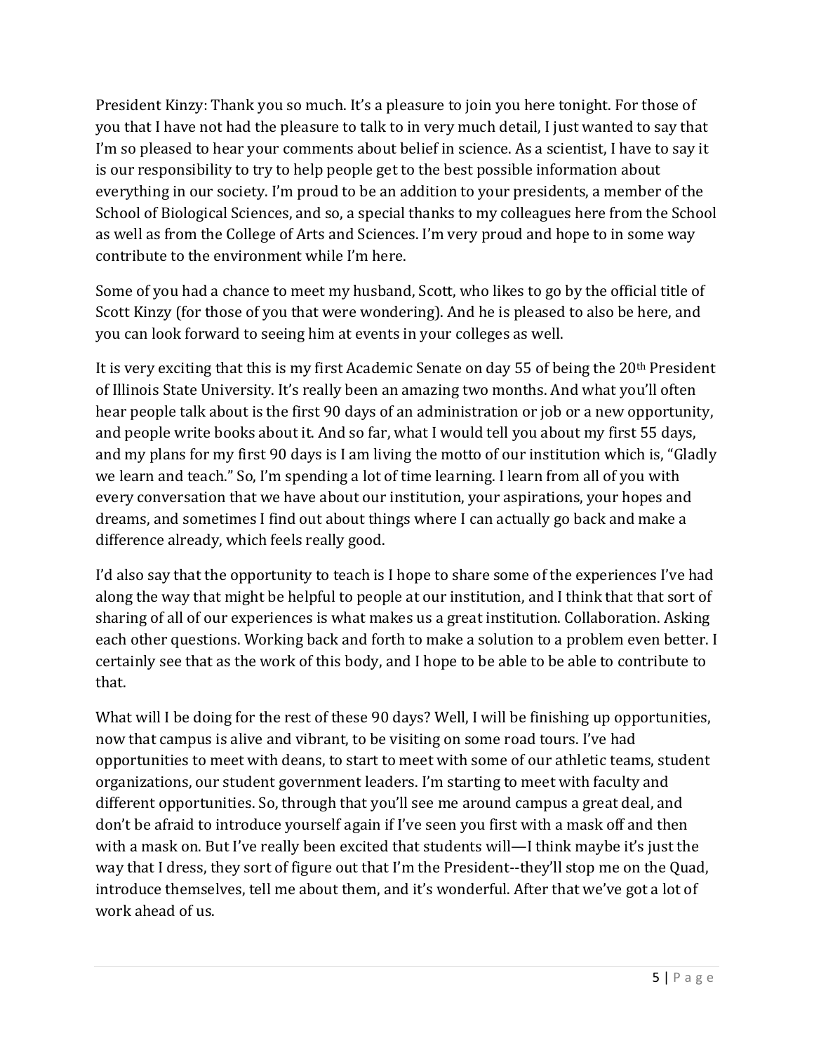President Kinzy: Thank you so much. It's a pleasure to join you here tonight. For those of you that I have not had the pleasure to talk to in very much detail, I just wanted to say that I'm so pleased to hear your comments about belief in science. As a scientist, I have to say it is our responsibility to try to help people get to the best possible information about everything in our society. I'm proud to be an addition to your presidents, a member of the School of Biological Sciences, and so, a special thanks to my colleagues here from the School as well as from the College of Arts and Sciences. I'm very proud and hope to in some way contribute to the environment while I'm here.

Some of you had a chance to meet my husband, Scott, who likes to go by the official title of Scott Kinzy (for those of you that were wondering). And he is pleased to also be here, and you can look forward to seeing him at events in your colleges as well.

It is very exciting that this is my first Academic Senate on day 55 of being the 20th President of Illinois State University. It's really been an amazing two months. And what you'll often hear people talk about is the first 90 days of an administration or job or a new opportunity, and people write books about it. And so far, what I would tell you about my first 55 days, and my plans for my first 90 days is I am living the motto of our institution which is, "Gladly we learn and teach." So, I'm spending a lot of time learning. I learn from all of you with every conversation that we have about our institution, your aspirations, your hopes and dreams, and sometimes I find out about things where I can actually go back and make a difference already, which feels really good.

I'd also say that the opportunity to teach is I hope to share some of the experiences I've had along the way that might be helpful to people at our institution, and I think that that sort of sharing of all of our experiences is what makes us a great institution. Collaboration. Asking each other questions. Working back and forth to make a solution to a problem even better. I certainly see that as the work of this body, and I hope to be able to be able to contribute to that.

What will I be doing for the rest of these 90 days? Well, I will be finishing up opportunities, now that campus is alive and vibrant, to be visiting on some road tours. I've had opportunities to meet with deans, to start to meet with some of our athletic teams, student organizations, our student government leaders. I'm starting to meet with faculty and different opportunities. So, through that you'll see me around campus a great deal, and don't be afraid to introduce yourself again if I've seen you first with a mask off and then with a mask on. But I've really been excited that students will—I think maybe it's just the way that I dress, they sort of figure out that I'm the President--they'll stop me on the Quad, introduce themselves, tell me about them, and it's wonderful. After that we've got a lot of work ahead of us.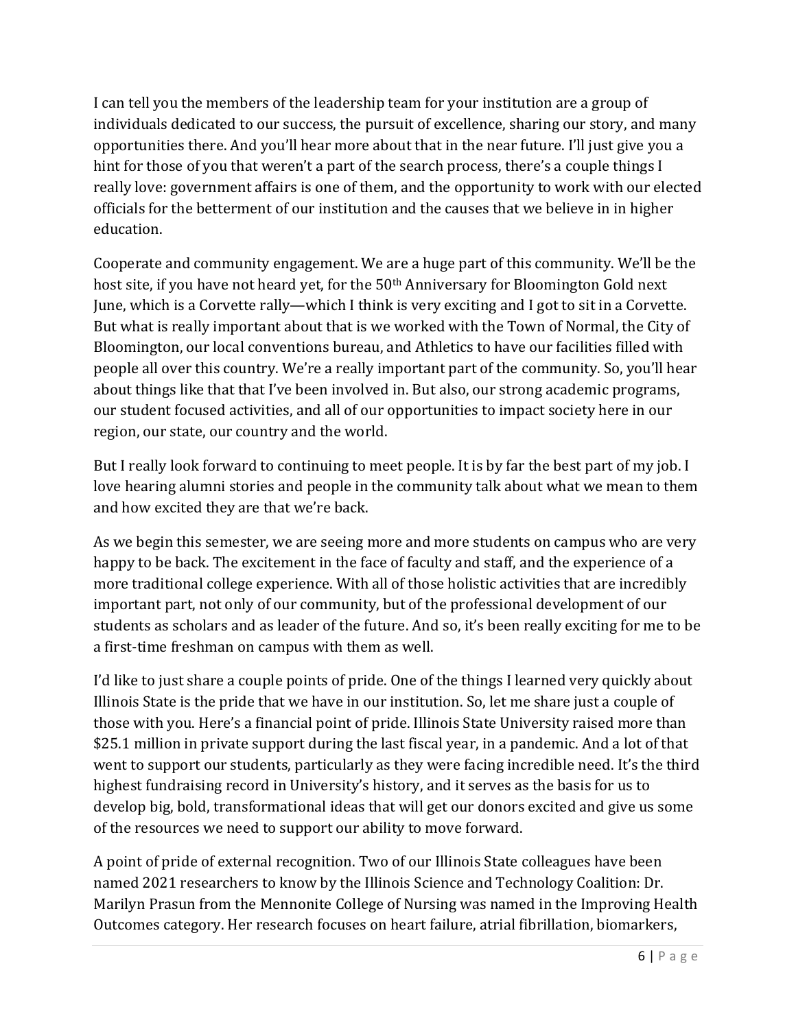I can tell you the members of the leadership team for your institution are a group of individuals dedicated to our success, the pursuit of excellence, sharing our story, and many opportunities there. And you'll hear more about that in the near future. I'll just give you a hint for those of you that weren't a part of the search process, there's a couple things I really love: government affairs is one of them, and the opportunity to work with our elected officials for the betterment of our institution and the causes that we believe in in higher education.

Cooperate and community engagement. We are a huge part of this community. We'll be the host site, if you have not heard yet, for the 50th Anniversary for Bloomington Gold next June, which is a Corvette rally—which I think is very exciting and I got to sit in a Corvette. But what is really important about that is we worked with the Town of Normal, the City of Bloomington, our local conventions bureau, and Athletics to have our facilities filled with people all over this country. We're a really important part of the community. So, you'll hear about things like that that I've been involved in. But also, our strong academic programs, our student focused activities, and all of our opportunities to impact society here in our region, our state, our country and the world.

But I really look forward to continuing to meet people. It is by far the best part of my job. I love hearing alumni stories and people in the community talk about what we mean to them and how excited they are that we're back.

As we begin this semester, we are seeing more and more students on campus who are very happy to be back. The excitement in the face of faculty and staff, and the experience of a more traditional college experience. With all of those holistic activities that are incredibly important part, not only of our community, but of the professional development of our students as scholars and as leader of the future. And so, it's been really exciting for me to be a first-time freshman on campus with them as well.

I'd like to just share a couple points of pride. One of the things I learned very quickly about Illinois State is the pride that we have in our institution. So, let me share just a couple of those with you. Here's a financial point of pride. Illinois State University raised more than $25.1 million in private support during the last fiscal year, in a pandemic. And a lot of that went to support our students, particularly as they were facing incredible need. It's the third highest fundraising record in University's history, and it serves as the basis for us to develop big, bold, transformational ideas that will get our donors excited and give us some of the resources we need to support our ability to move forward.

A point of pride of external recognition. Two of our Illinois State colleagues have been named 2021 researchers to know by the Illinois Science and Technology Coalition: Dr. Marilyn Prasun from the Mennonite College of Nursing was named in the Improving Health Outcomes category. Her research focuses on heart failure, atrial fibrillation, biomarkers,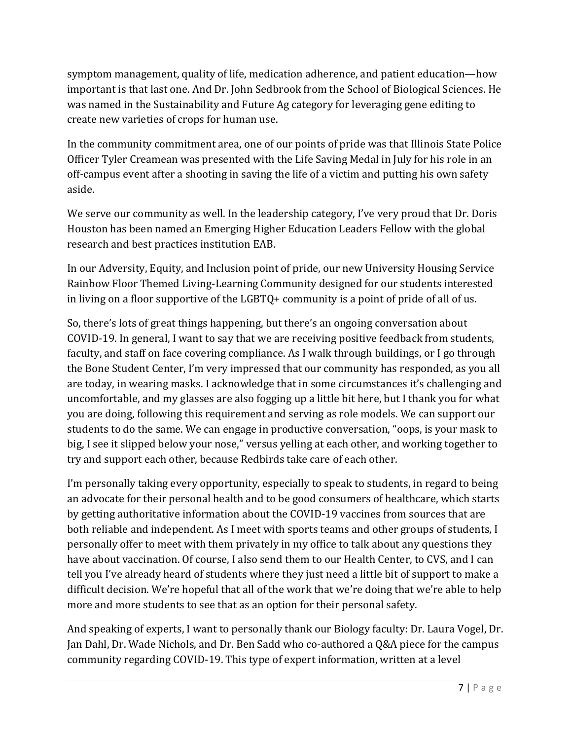symptom management, quality of life, medication adherence, and patient education—how important is that last one. And Dr. John Sedbrook from the School of Biological Sciences. He was named in the Sustainability and Future Ag category for leveraging gene editing to create new varieties of crops for human use.

In the community commitment area, one of our points of pride was that Illinois State Police Officer Tyler Creamean was presented with the Life Saving Medal in July for his role in an off-campus event after a shooting in saving the life of a victim and putting his own safety aside.

We serve our community as well. In the leadership category, I've very proud that Dr. Doris Houston has been named an Emerging Higher Education Leaders Fellow with the global research and best practices institution EAB.

In our Adversity, Equity, and Inclusion point of pride, our new University Housing Service Rainbow Floor Themed Living-Learning Community designed for our students interested in living on a floor supportive of the LGBTQ+ community is a point of pride of all of us.

So, there's lots of great things happening, but there's an ongoing conversation about COVID-19. In general, I want to say that we are receiving positive feedback from students, faculty, and staff on face covering compliance. As I walk through buildings, or I go through the Bone Student Center, I'm very impressed that our community has responded, as you all are today, in wearing masks. I acknowledge that in some circumstances it's challenging and uncomfortable, and my glasses are also fogging up a little bit here, but I thank you for what you are doing, following this requirement and serving as role models. We can support our students to do the same. We can engage in productive conversation, "oops, is your mask to big, I see it slipped below your nose," versus yelling at each other, and working together to try and support each other, because Redbirds take care of each other.

I'm personally taking every opportunity, especially to speak to students, in regard to being an advocate for their personal health and to be good consumers of healthcare, which starts by getting authoritative information about the COVID-19 vaccines from sources that are both reliable and independent. As I meet with sports teams and other groups of students, I personally offer to meet with them privately in my office to talk about any questions they have about vaccination. Of course, I also send them to our Health Center, to CVS, and I can tell you I've already heard of students where they just need a little bit of support to make a difficult decision. We're hopeful that all of the work that we're doing that we're able to help more and more students to see that as an option for their personal safety.

And speaking of experts, I want to personally thank our Biology faculty: Dr. Laura Vogel, Dr. Jan Dahl, Dr. Wade Nichols, and Dr. Ben Sadd who co-authored a Q&A piece for the campus community regarding COVID-19. This type of expert information, written at a level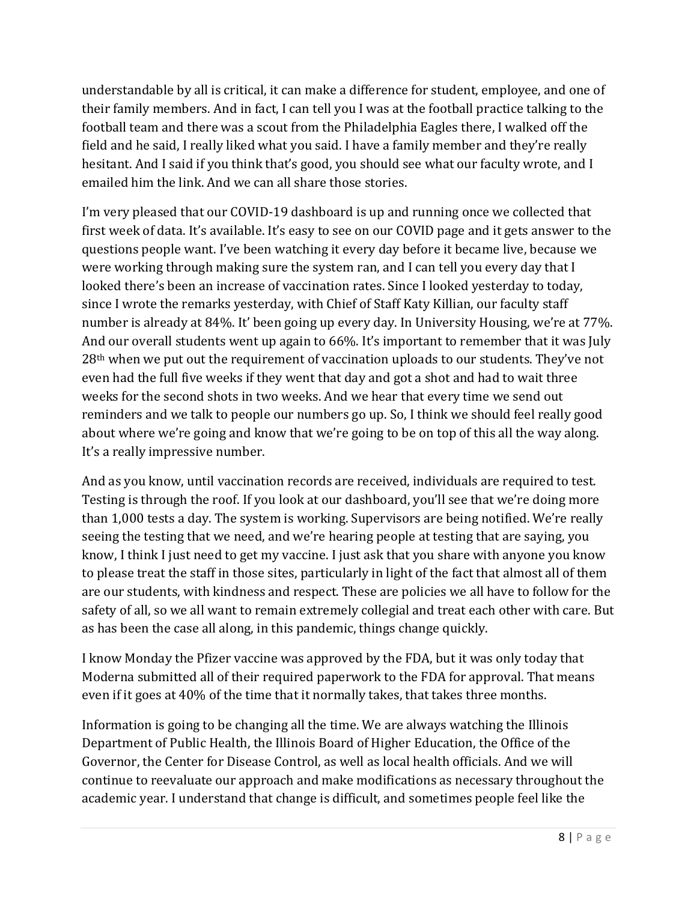understandable by all is critical, it can make a difference for student, employee, and one of their family members. And in fact, I can tell you I was at the football practice talking to the football team and there was a scout from the Philadelphia Eagles there, I walked off the field and he said, I really liked what you said. I have a family member and they're really hesitant. And I said if you think that's good, you should see what our faculty wrote, and I emailed him the link. And we can all share those stories.

I'm very pleased that our COVID-19 dashboard is up and running once we collected that first week of data. It's available. It's easy to see on our COVID page and it gets answer to the questions people want. I've been watching it every day before it became live, because we were working through making sure the system ran, and I can tell you every day that I looked there's been an increase of vaccination rates. Since I looked yesterday to today, since I wrote the remarks yesterday, with Chief of Staff Katy Killian, our faculty staff number is already at 84%. It' been going up every day. In University Housing, we're at 77%. And our overall students went up again to 66%. It's important to remember that it was July 28th when we put out the requirement of vaccination uploads to our students. They've not even had the full five weeks if they went that day and got a shot and had to wait three weeks for the second shots in two weeks. And we hear that every time we send out reminders and we talk to people our numbers go up. So, I think we should feel really good about where we're going and know that we're going to be on top of this all the way along. It's a really impressive number.

And as you know, until vaccination records are received, individuals are required to test. Testing is through the roof. If you look at our dashboard, you'll see that we're doing more than 1,000 tests a day. The system is working. Supervisors are being notified. We're really seeing the testing that we need, and we're hearing people at testing that are saying, you know, I think I just need to get my vaccine. I just ask that you share with anyone you know to please treat the staff in those sites, particularly in light of the fact that almost all of them are our students, with kindness and respect. These are policies we all have to follow for the safety of all, so we all want to remain extremely collegial and treat each other with care. But as has been the case all along, in this pandemic, things change quickly.

I know Monday the Pfizer vaccine was approved by the FDA, but it was only today that Moderna submitted all of their required paperwork to the FDA for approval. That means even if it goes at 40% of the time that it normally takes, that takes three months.

Information is going to be changing all the time. We are always watching the Illinois Department of Public Health, the Illinois Board of Higher Education, the Office of the Governor, the Center for Disease Control, as well as local health officials. And we will continue to reevaluate our approach and make modifications as necessary throughout the academic year. I understand that change is difficult, and sometimes people feel like the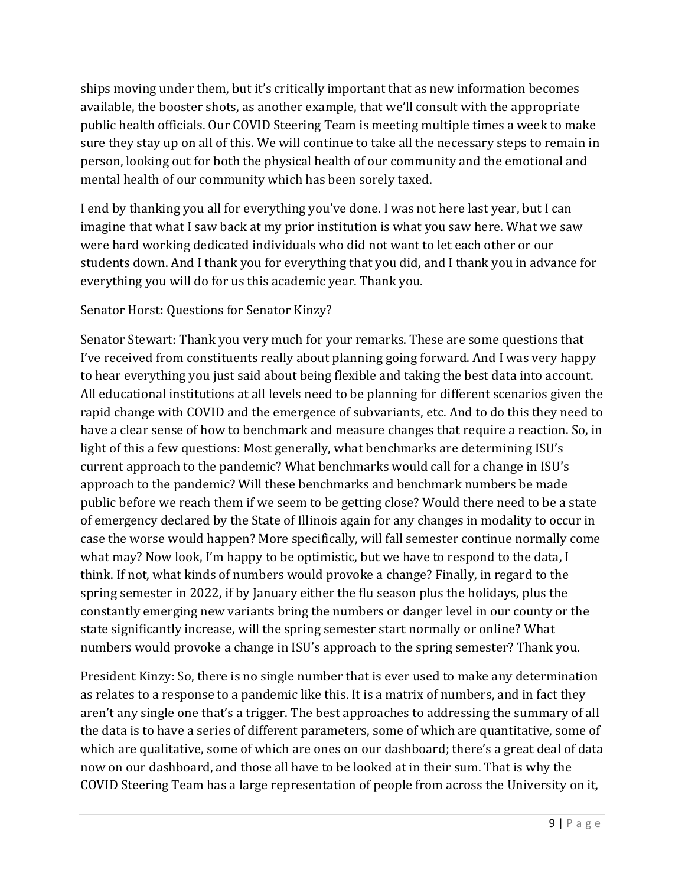ships moving under them, but it's critically important that as new information becomes available, the booster shots, as another example, that we'll consult with the appropriate public health officials. Our COVID Steering Team is meeting multiple times a week to make sure they stay up on all of this. We will continue to take all the necessary steps to remain in person, looking out for both the physical health of our community and the emotional and mental health of our community which has been sorely taxed.

I end by thanking you all for everything you've done. I was not here last year, but I can imagine that what I saw back at my prior institution is what you saw here. What we saw were hard working dedicated individuals who did not want to let each other or our students down. And I thank you for everything that you did, and I thank you in advance for everything you will do for us this academic year. Thank you.

Senator Horst: Questions for Senator Kinzy?

Senator Stewart: Thank you very much for your remarks. These are some questions that I've received from constituents really about planning going forward. And I was very happy to hear everything you just said about being flexible and taking the best data into account. All educational institutions at all levels need to be planning for different scenarios given the rapid change with COVID and the emergence of subvariants, etc. And to do this they need to have a clear sense of how to benchmark and measure changes that require a reaction. So, in light of this a few questions: Most generally, what benchmarks are determining ISU's current approach to the pandemic? What benchmarks would call for a change in ISU's approach to the pandemic? Will these benchmarks and benchmark numbers be made public before we reach them if we seem to be getting close? Would there need to be a state of emergency declared by the State of Illinois again for any changes in modality to occur in case the worse would happen? More specifically, will fall semester continue normally come what may? Now look, I'm happy to be optimistic, but we have to respond to the data, I think. If not, what kinds of numbers would provoke a change? Finally, in regard to the spring semester in 2022, if by January either the flu season plus the holidays, plus the constantly emerging new variants bring the numbers or danger level in our county or the state significantly increase, will the spring semester start normally or online? What numbers would provoke a change in ISU's approach to the spring semester? Thank you.

President Kinzy: So, there is no single number that is ever used to make any determination as relates to a response to a pandemic like this. It is a matrix of numbers, and in fact they aren't any single one that's a trigger. The best approaches to addressing the summary of all the data is to have a series of different parameters, some of which are quantitative, some of which are qualitative, some of which are ones on our dashboard; there's a great deal of data now on our dashboard, and those all have to be looked at in their sum. That is why the COVID Steering Team has a large representation of people from across the University on it,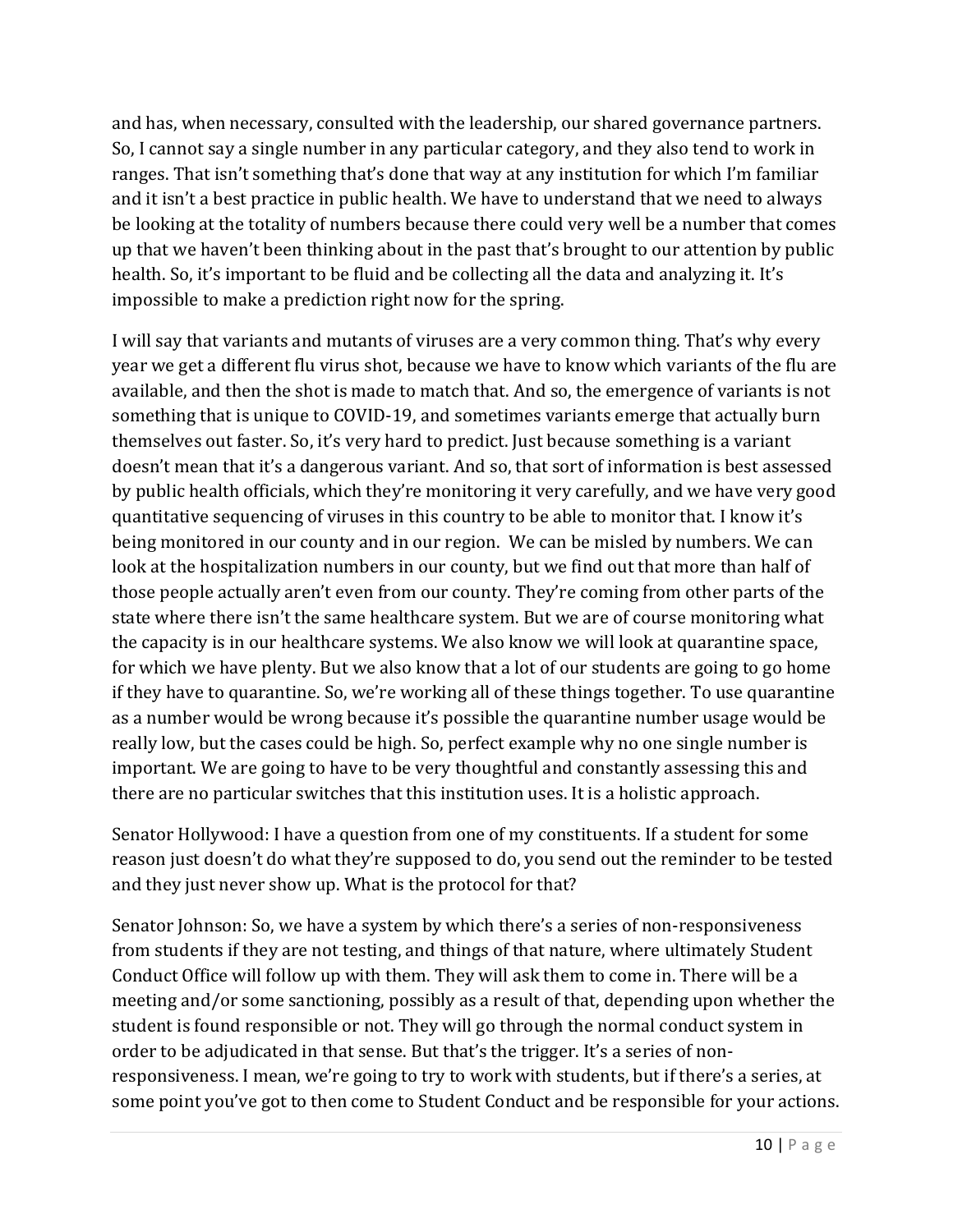and has, when necessary, consulted with the leadership, our shared governance partners. So, I cannot say a single number in any particular category, and they also tend to work in ranges. That isn't something that's done that way at any institution for which I'm familiar and it isn't a best practice in public health. We have to understand that we need to always be looking at the totality of numbers because there could very well be a number that comes up that we haven't been thinking about in the past that's brought to our attention by public health. So, it's important to be fluid and be collecting all the data and analyzing it. It's impossible to make a prediction right now for the spring.

I will say that variants and mutants of viruses are a very common thing. That's why every year we get a different flu virus shot, because we have to know which variants of the flu are available, and then the shot is made to match that. And so, the emergence of variants is not something that is unique to COVID-19, and sometimes variants emerge that actually burn themselves out faster. So, it's very hard to predict. Just because something is a variant doesn't mean that it's a dangerous variant. And so, that sort of information is best assessed by public health officials, which they're monitoring it very carefully, and we have very good quantitative sequencing of viruses in this country to be able to monitor that. I know it's being monitored in our county and in our region. We can be misled by numbers. We can look at the hospitalization numbers in our county, but we find out that more than half of those people actually aren't even from our county. They're coming from other parts of the state where there isn't the same healthcare system. But we are of course monitoring what the capacity is in our healthcare systems. We also know we will look at quarantine space, for which we have plenty. But we also know that a lot of our students are going to go home if they have to quarantine. So, we're working all of these things together. To use quarantine as a number would be wrong because it's possible the quarantine number usage would be really low, but the cases could be high. So, perfect example why no one single number is important. We are going to have to be very thoughtful and constantly assessing this and there are no particular switches that this institution uses. It is a holistic approach.

Senator Hollywood: I have a question from one of my constituents. If a student for some reason just doesn't do what they're supposed to do, you send out the reminder to be tested and they just never show up. What is the protocol for that?

Senator Johnson: So, we have a system by which there's a series of non-responsiveness from students if they are not testing, and things of that nature, where ultimately Student Conduct Office will follow up with them. They will ask them to come in. There will be a meeting and/or some sanctioning, possibly as a result of that, depending upon whether the student is found responsible or not. They will go through the normal conduct system in order to be adjudicated in that sense. But that's the trigger. It's a series of non-responsiveness. I mean, we're going to try to work with students, but if there's a series, at some point you've got to then come to Student Conduct and be responsible for your actions.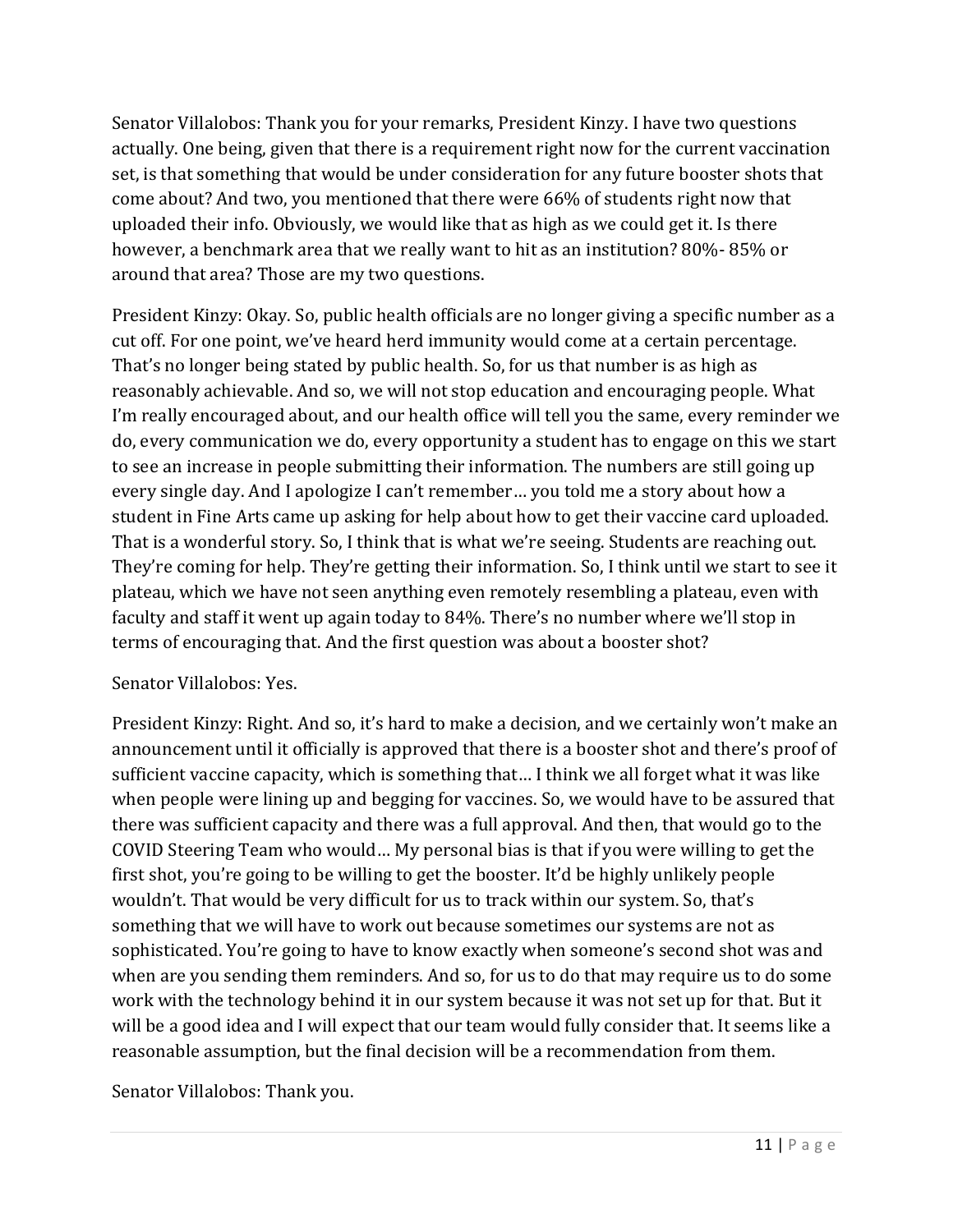Senator Villalobos: Thank you for your remarks, President Kinzy. I have two questions actually. One being, given that there is a requirement right now for the current vaccination set, is that something that would be under consideration for any future booster shots that come about? And two, you mentioned that there were 66% of students right now that uploaded their info. Obviously, we would like that as high as we could get it. Is there however, a benchmark area that we really want to hit as an institution? 80%- 85% or around that area? Those are my two questions.

President Kinzy: Okay. So, public health officials are no longer giving a specific number as a cut off. For one point, we've heard herd immunity would come at a certain percentage. That's no longer being stated by public health. So, for us that number is as high as reasonably achievable. And so, we will not stop education and encouraging people. What I'm really encouraged about, and our health office will tell you the same, every reminder we do, every communication we do, every opportunity a student has to engage on this we start to see an increase in people submitting their information. The numbers are still going up every single day. And I apologize I can't remember… you told me a story about how a student in Fine Arts came up asking for help about how to get their vaccine card uploaded. That is a wonderful story. So, I think that is what we're seeing. Students are reaching out. They're coming for help. They're getting their information. So, I think until we start to see it plateau, which we have not seen anything even remotely resembling a plateau, even with faculty and staff it went up again today to 84%. There's no number where we'll stop in terms of encouraging that. And the first question was about a booster shot?

Senator Villalobos: Yes.

President Kinzy: Right. And so, it's hard to make a decision, and we certainly won't make an announcement until it officially is approved that there is a booster shot and there's proof of sufficient vaccine capacity, which is something that… I think we all forget what it was like when people were lining up and begging for vaccines. So, we would have to be assured that there was sufficient capacity and there was a full approval. And then, that would go to the COVID Steering Team who would… My personal bias is that if you were willing to get the first shot, you're going to be willing to get the booster. It'd be highly unlikely people wouldn't. That would be very difficult for us to track within our system. So, that's something that we will have to work out because sometimes our systems are not as sophisticated. You're going to have to know exactly when someone's second shot was and when are you sending them reminders. And so, for us to do that may require us to do some work with the technology behind it in our system because it was not set up for that. But it will be a good idea and I will expect that our team would fully consider that. It seems like a reasonable assumption, but the final decision will be a recommendation from them.

Senator Villalobos: Thank you.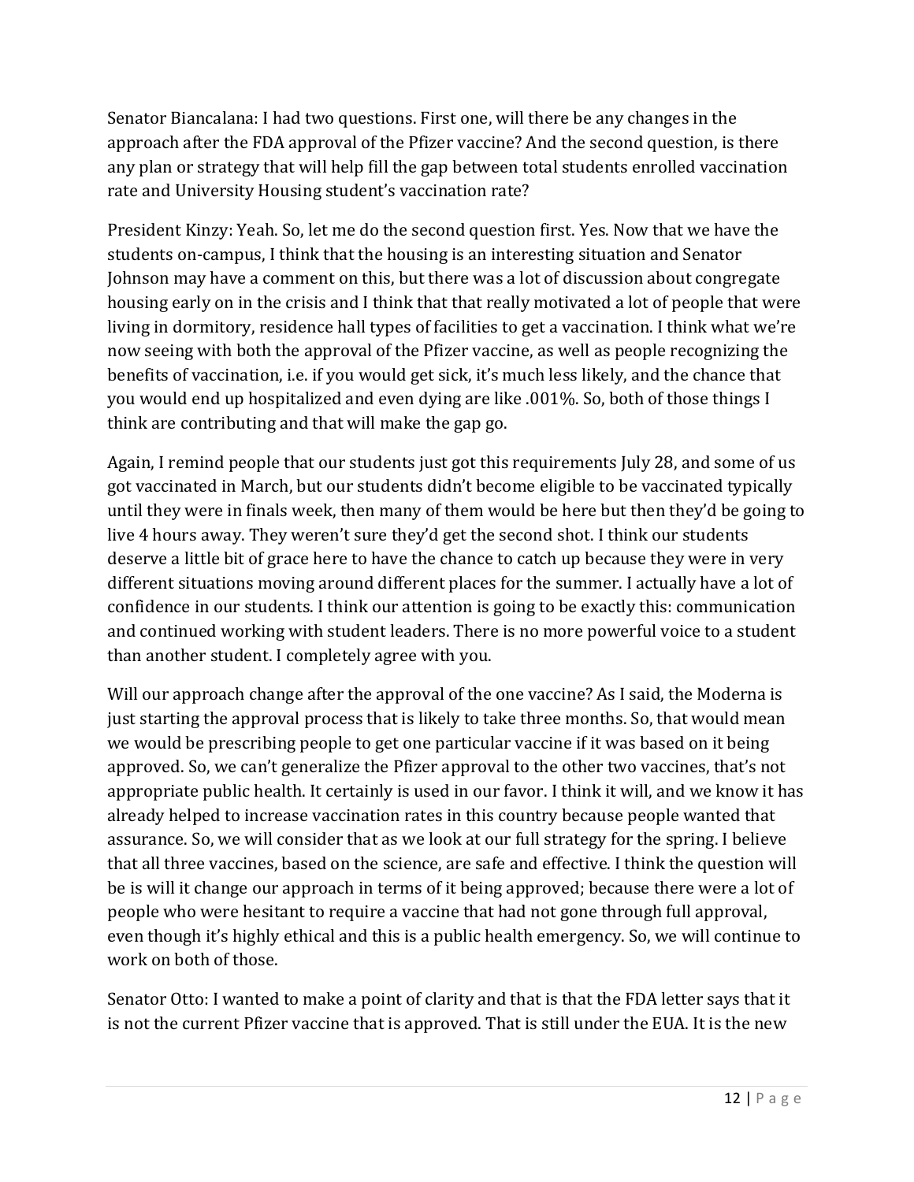Senator Biancalana: I had two questions. First one, will there be any changes in the approach after the FDA approval of the Pfizer vaccine? And the second question, is there any plan or strategy that will help fill the gap between total students enrolled vaccination rate and University Housing student's vaccination rate?

President Kinzy: Yeah. So, let me do the second question first. Yes. Now that we have the students on-campus, I think that the housing is an interesting situation and Senator Johnson may have a comment on this, but there was a lot of discussion about congregate housing early on in the crisis and I think that that really motivated a lot of people that were living in dormitory, residence hall types of facilities to get a vaccination. I think what we're now seeing with both the approval of the Pfizer vaccine, as well as people recognizing the benefits of vaccination, i.e. if you would get sick, it's much less likely, and the chance that you would end up hospitalized and even dying are like .001%. So, both of those things I think are contributing and that will make the gap go.

Again, I remind people that our students just got this requirements July 28, and some of us got vaccinated in March, but our students didn't become eligible to be vaccinated typically until they were in finals week, then many of them would be here but then they'd be going to live 4 hours away. They weren't sure they'd get the second shot. I think our students deserve a little bit of grace here to have the chance to catch up because they were in very different situations moving around different places for the summer. I actually have a lot of confidence in our students. I think our attention is going to be exactly this: communication and continued working with student leaders. There is no more powerful voice to a student than another student. I completely agree with you.

Will our approach change after the approval of the one vaccine? As I said, the Moderna is just starting the approval process that is likely to take three months. So, that would mean we would be prescribing people to get one particular vaccine if it was based on it being approved. So, we can't generalize the Pfizer approval to the other two vaccines, that's not appropriate public health. It certainly is used in our favor. I think it will, and we know it has already helped to increase vaccination rates in this country because people wanted that assurance. So, we will consider that as we look at our full strategy for the spring. I believe that all three vaccines, based on the science, are safe and effective. I think the question will be is will it change our approach in terms of it being approved; because there were a lot of people who were hesitant to require a vaccine that had not gone through full approval, even though it's highly ethical and this is a public health emergency. So, we will continue to work on both of those.

Senator Otto: I wanted to make a point of clarity and that is that the FDA letter says that it is not the current Pfizer vaccine that is approved. That is still under the EUA. It is the new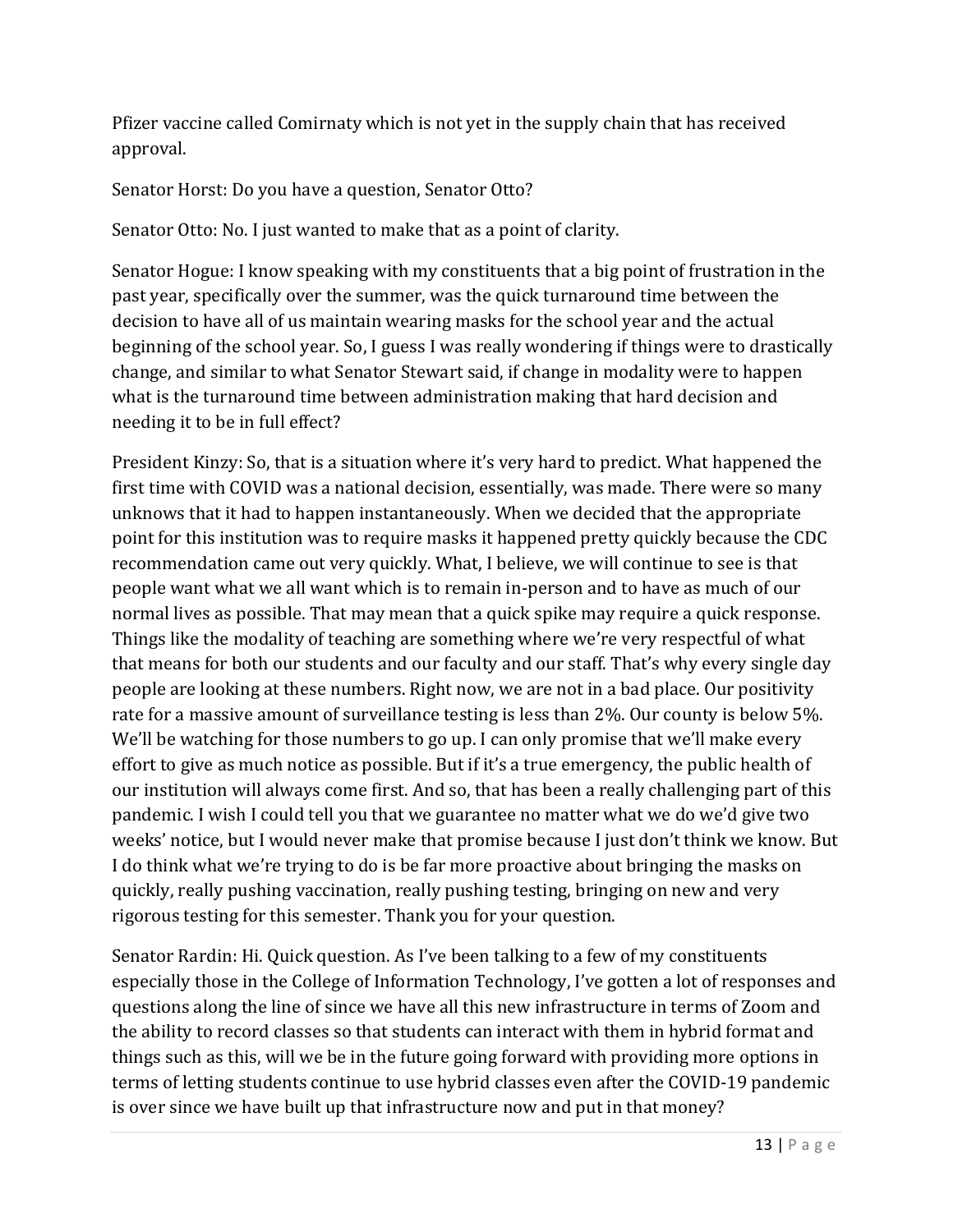Pfizer vaccine called Comirnaty which is not yet in the supply chain that has received approval.

Senator Horst: Do you have a question, Senator Otto?

Senator Otto: No. I just wanted to make that as a point of clarity.

Senator Hogue: I know speaking with my constituents that a big point of frustration in the past year, specifically over the summer, was the quick turnaround time between the decision to have all of us maintain wearing masks for the school year and the actual beginning of the school year. So, I guess I was really wondering if things were to drastically change, and similar to what Senator Stewart said, if change in modality were to happen what is the turnaround time between administration making that hard decision and needing it to be in full effect?

President Kinzy: So, that is a situation where it's very hard to predict. What happened the first time with COVID was a national decision, essentially, was made. There were so many unknows that it had to happen instantaneously. When we decided that the appropriate point for this institution was to require masks it happened pretty quickly because the CDC recommendation came out very quickly. What, I believe, we will continue to see is that people want what we all want which is to remain in-person and to have as much of our normal lives as possible. That may mean that a quick spike may require a quick response. Things like the modality of teaching are something where we're very respectful of what that means for both our students and our faculty and our staff. That's why every single day people are looking at these numbers. Right now, we are not in a bad place. Our positivity rate for a massive amount of surveillance testing is less than 2%. Our county is below 5%. We'll be watching for those numbers to go up. I can only promise that we'll make every effort to give as much notice as possible. But if it's a true emergency, the public health of our institution will always come first. And so, that has been a really challenging part of this pandemic. I wish I could tell you that we guarantee no matter what we do we'd give two weeks' notice, but I would never make that promise because I just don't think we know. But I do think what we're trying to do is be far more proactive about bringing the masks on quickly, really pushing vaccination, really pushing testing, bringing on new and very rigorous testing for this semester. Thank you for your question.

Senator Rardin: Hi. Quick question. As I've been talking to a few of my constituents especially those in the College of Information Technology, I've gotten a lot of responses and questions along the line of since we have all this new infrastructure in terms of Zoom and the ability to record classes so that students can interact with them in hybrid format and things such as this, will we be in the future going forward with providing more options in terms of letting students continue to use hybrid classes even after the COVID-19 pandemic is over since we have built up that infrastructure now and put in that money?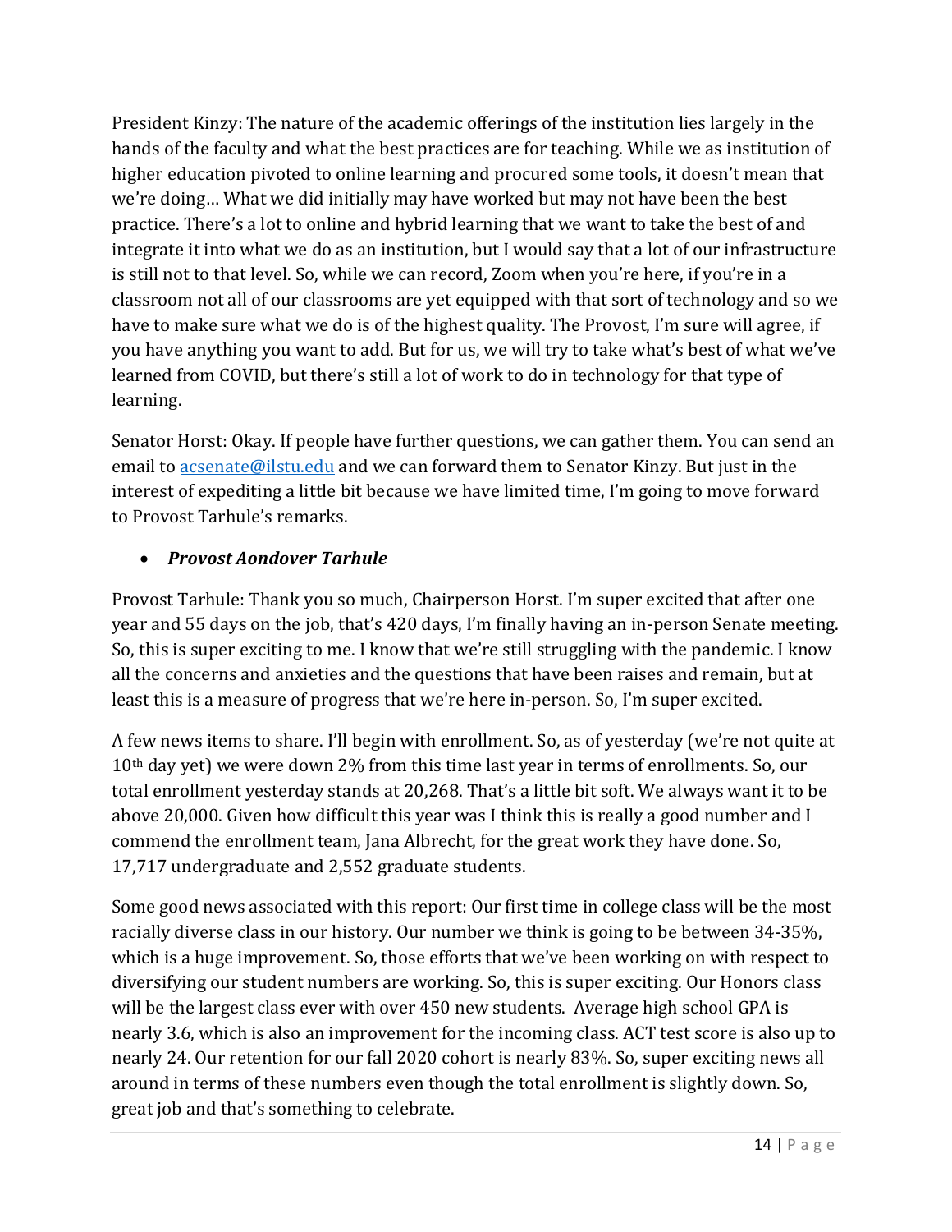President Kinzy: The nature of the academic offerings of the institution lies largely in the hands of the faculty and what the best practices are for teaching. While we as institution of higher education pivoted to online learning and procured some tools, it doesn't mean that we're doing… What we did initially may have worked but may not have been the best practice. There's a lot to online and hybrid learning that we want to take the best of and integrate it into what we do as an institution, but I would say that a lot of our infrastructure is still not to that level. So, while we can record, Zoom when you're here, if you're in a classroom not all of our classrooms are yet equipped with that sort of technology and so we have to make sure what we do is of the highest quality. The Provost, I'm sure will agree, if you have anything you want to add. But for us, we will try to take what's best of what we've learned from COVID, but there's still a lot of work to do in technology for that type of learning.

Senator Horst: Okay. If people have further questions, we can gather them. You can send an email to [acsenate@ilstu.edu](mailto:acsenate@ilstu.edu) and we can forward them to Senator Kinzy. But just in the interest of expediting a little bit because we have limited time, I'm going to move forward to Provost Tarhule's remarks.

- ***Provost Aondover Tarhule***

Provost Tarhule: Thank you so much, Chairperson Horst. I'm super excited that after one year and 55 days on the job, that's 420 days, I'm finally having an in-person Senate meeting. So, this is super exciting to me. I know that we're still struggling with the pandemic. I know all the concerns and anxieties and the questions that have been raises and remain, but at least this is a measure of progress that we're here in-person. So, I'm super excited.

A few news items to share. I'll begin with enrollment. So, as of yesterday (we're not quite at 10th day yet) we were down 2% from this time last year in terms of enrollments. So, our total enrollment yesterday stands at 20,268. That's a little bit soft. We always want it to be above 20,000. Given how difficult this year was I think this is really a good number and I commend the enrollment team, Jana Albrecht, for the great work they have done. So, 17,717 undergraduate and 2,552 graduate students.

Some good news associated with this report: Our first time in college class will be the most racially diverse class in our history. Our number we think is going to be between 34-35%, which is a huge improvement. So, those efforts that we've been working on with respect to diversifying our student numbers are working. So, this is super exciting. Our Honors class will be the largest class ever with over 450 new students. Average high school GPA is nearly 3.6, which is also an improvement for the incoming class. ACT test score is also up to nearly 24. Our retention for our fall 2020 cohort is nearly 83%. So, super exciting news all around in terms of these numbers even though the total enrollment is slightly down. So, great job and that's something to celebrate.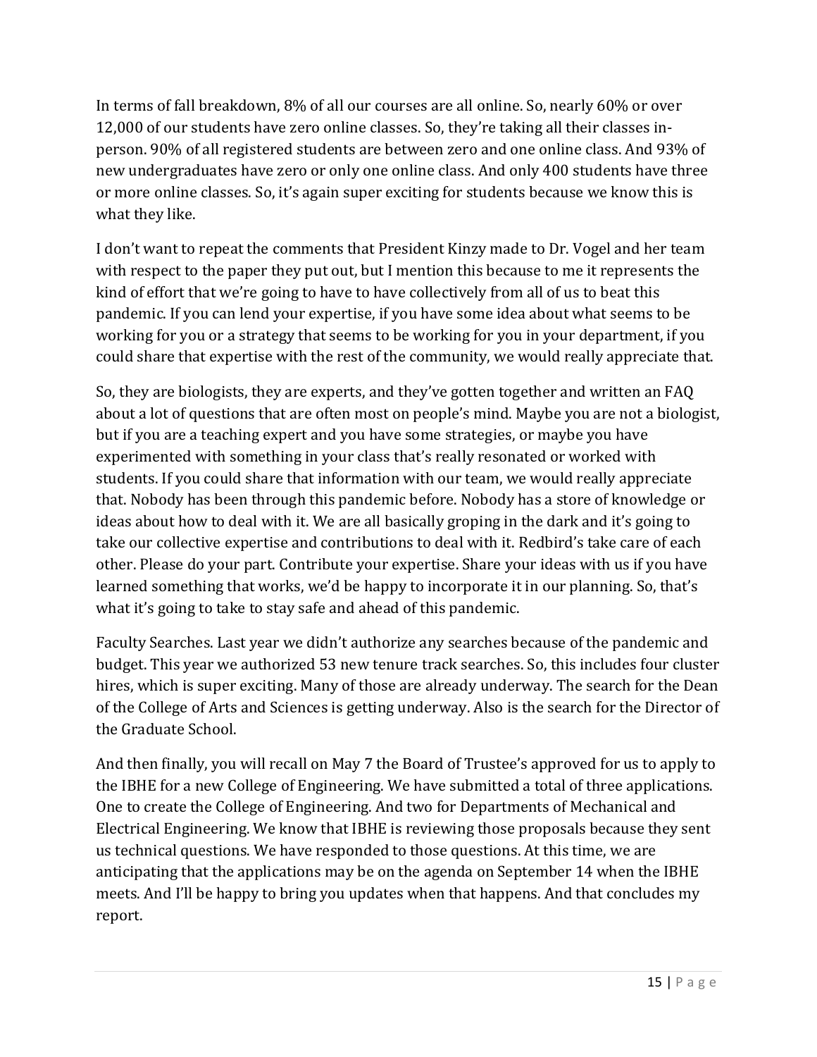In terms of fall breakdown, 8% of all our courses are all online. So, nearly 60% or over 12,000 of our students have zero online classes. So, they're taking all their classes in-person. 90% of all registered students are between zero and one online class. And 93% of new undergraduates have zero or only one online class. And only 400 students have three or more online classes. So, it's again super exciting for students because we know this is what they like.

I don't want to repeat the comments that President Kinzy made to Dr. Vogel and her team with respect to the paper they put out, but I mention this because to me it represents the kind of effort that we're going to have to have collectively from all of us to beat this pandemic. If you can lend your expertise, if you have some idea about what seems to be working for you or a strategy that seems to be working for you in your department, if you could share that expertise with the rest of the community, we would really appreciate that.

So, they are biologists, they are experts, and they've gotten together and written an FAQ about a lot of questions that are often most on people's mind. Maybe you are not a biologist, but if you are a teaching expert and you have some strategies, or maybe you have experimented with something in your class that's really resonated or worked with students. If you could share that information with our team, we would really appreciate that. Nobody has been through this pandemic before. Nobody has a store of knowledge or ideas about how to deal with it. We are all basically groping in the dark and it's going to take our collective expertise and contributions to deal with it. Redbird's take care of each other. Please do your part. Contribute your expertise. Share your ideas with us if you have learned something that works, we'd be happy to incorporate it in our planning. So, that's what it's going to take to stay safe and ahead of this pandemic.

Faculty Searches. Last year we didn't authorize any searches because of the pandemic and budget. This year we authorized 53 new tenure track searches. So, this includes four cluster hires, which is super exciting. Many of those are already underway. The search for the Dean of the College of Arts and Sciences is getting underway. Also is the search for the Director of the Graduate School.

And then finally, you will recall on May 7 the Board of Trustee's approved for us to apply to the IBHE for a new College of Engineering. We have submitted a total of three applications. One to create the College of Engineering. And two for Departments of Mechanical and Electrical Engineering. We know that IBHE is reviewing those proposals because they sent us technical questions. We have responded to those questions. At this time, we are anticipating that the applications may be on the agenda on September 14 when the IBHE meets. And I'll be happy to bring you updates when that happens. And that concludes my report.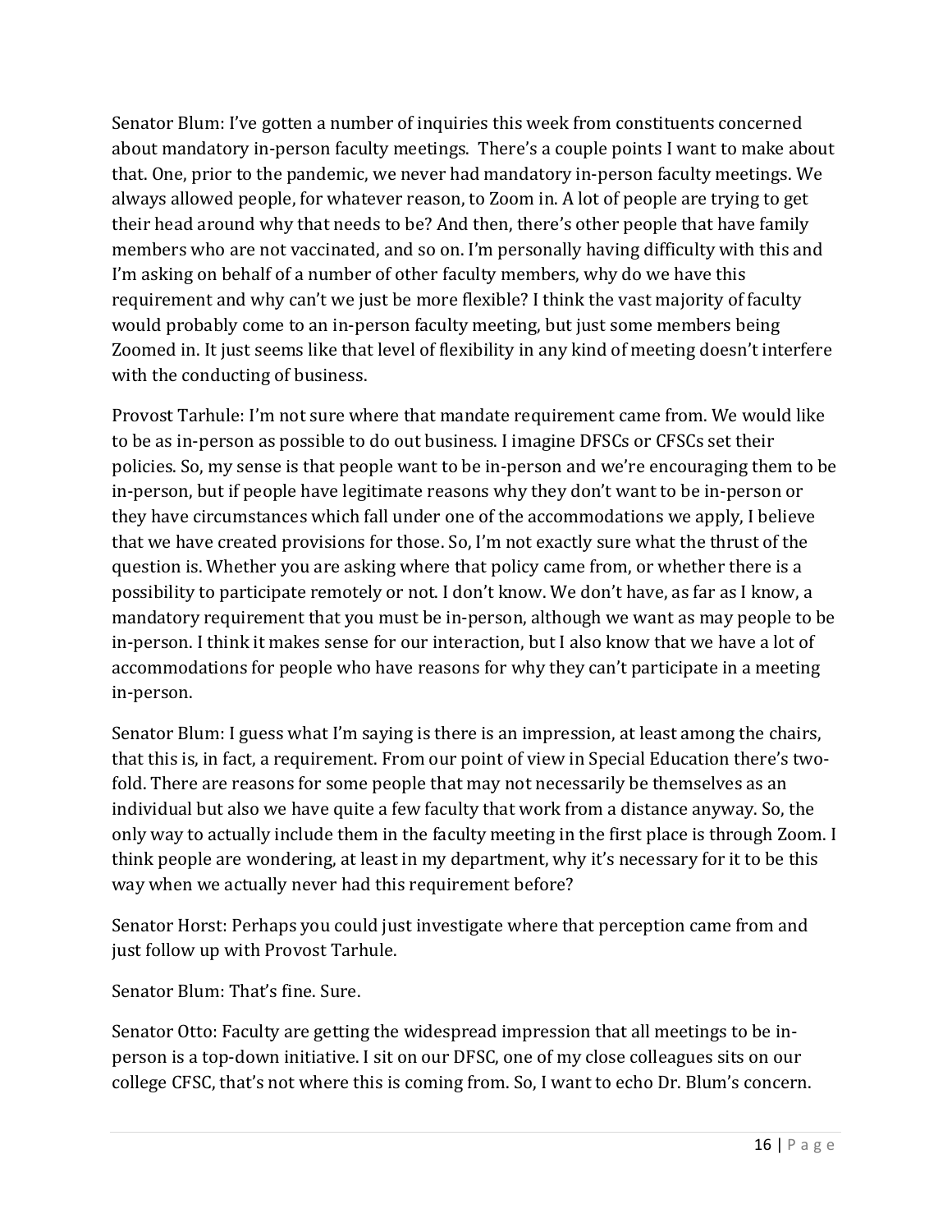Senator Blum: I've gotten a number of inquiries this week from constituents concerned about mandatory in-person faculty meetings. There's a couple points I want to make about that. One, prior to the pandemic, we never had mandatory in-person faculty meetings. We always allowed people, for whatever reason, to Zoom in. A lot of people are trying to get their head around why that needs to be? And then, there's other people that have family members who are not vaccinated, and so on. I'm personally having difficulty with this and I'm asking on behalf of a number of other faculty members, why do we have this requirement and why can't we just be more flexible? I think the vast majority of faculty would probably come to an in-person faculty meeting, but just some members being Zoomed in. It just seems like that level of flexibility in any kind of meeting doesn't interfere with the conducting of business.

Provost Tarhule: I'm not sure where that mandate requirement came from. We would like to be as in-person as possible to do out business. I imagine DFSCs or CFSCs set their policies. So, my sense is that people want to be in-person and we're encouraging them to be in-person, but if people have legitimate reasons why they don't want to be in-person or they have circumstances which fall under one of the accommodations we apply, I believe that we have created provisions for those. So, I'm not exactly sure what the thrust of the question is. Whether you are asking where that policy came from, or whether there is a possibility to participate remotely or not. I don't know. We don't have, as far as I know, a mandatory requirement that you must be in-person, although we want as may people to be in-person. I think it makes sense for our interaction, but I also know that we have a lot of accommodations for people who have reasons for why they can't participate in a meeting in-person.

Senator Blum: I guess what I'm saying is there is an impression, at least among the chairs, that this is, in fact, a requirement. From our point of view in Special Education there's two-fold. There are reasons for some people that may not necessarily be themselves as an individual but also we have quite a few faculty that work from a distance anyway. So, the only way to actually include them in the faculty meeting in the first place is through Zoom. I think people are wondering, at least in my department, why it's necessary for it to be this way when we actually never had this requirement before?

Senator Horst: Perhaps you could just investigate where that perception came from and just follow up with Provost Tarhule.

Senator Blum: That's fine. Sure.

Senator Otto: Faculty are getting the widespread impression that all meetings to be in-person is a top-down initiative. I sit on our DFSC, one of my close colleagues sits on our college CFSC, that's not where this is coming from. So, I want to echo Dr. Blum's concern.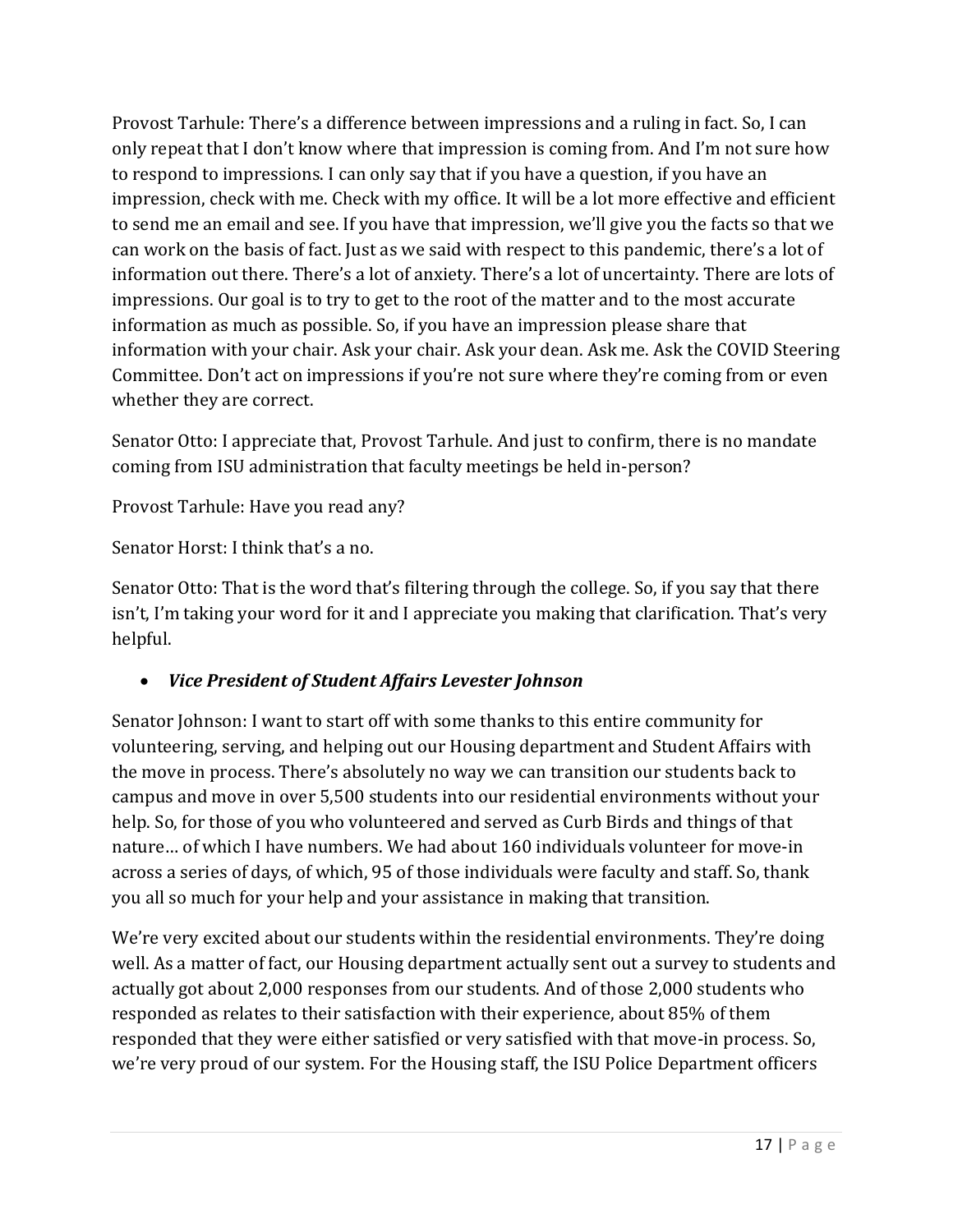Provost Tarhule: There's a difference between impressions and a ruling in fact. So, I can only repeat that I don't know where that impression is coming from. And I'm not sure how to respond to impressions. I can only say that if you have a question, if you have an impression, check with me. Check with my office. It will be a lot more effective and efficient to send me an email and see. If you have that impression, we'll give you the facts so that we can work on the basis of fact. Just as we said with respect to this pandemic, there's a lot of information out there. There's a lot of anxiety. There's a lot of uncertainty. There are lots of impressions. Our goal is to try to get to the root of the matter and to the most accurate information as much as possible. So, if you have an impression please share that information with your chair. Ask your chair. Ask your dean. Ask me. Ask the COVID Steering Committee. Don't act on impressions if you're not sure where they're coming from or even whether they are correct.

Senator Otto: I appreciate that, Provost Tarhule. And just to confirm, there is no mandate coming from ISU administration that faculty meetings be held in-person?

Provost Tarhule: Have you read any?

Senator Horst: I think that's a no.

Senator Otto: That is the word that's filtering through the college. So, if you say that there isn't, I'm taking your word for it and I appreciate you making that clarification. That's very helpful.

- ***Vice President of Student Affairs Levester Johnson***

Senator Johnson: I want to start off with some thanks to this entire community for volunteering, serving, and helping out our Housing department and Student Affairs with the move in process. There's absolutely no way we can transition our students back to campus and move in over 5,500 students into our residential environments without your help. So, for those of you who volunteered and served as Curb Birds and things of that nature… of which I have numbers. We had about 160 individuals volunteer for move-in across a series of days, of which, 95 of those individuals were faculty and staff. So, thank you all so much for your help and your assistance in making that transition.

We're very excited about our students within the residential environments. They're doing well. As a matter of fact, our Housing department actually sent out a survey to students and actually got about 2,000 responses from our students. And of those 2,000 students who responded as relates to their satisfaction with their experience, about 85% of them responded that they were either satisfied or very satisfied with that move-in process. So, we're very proud of our system. For the Housing staff, the ISU Police Department officers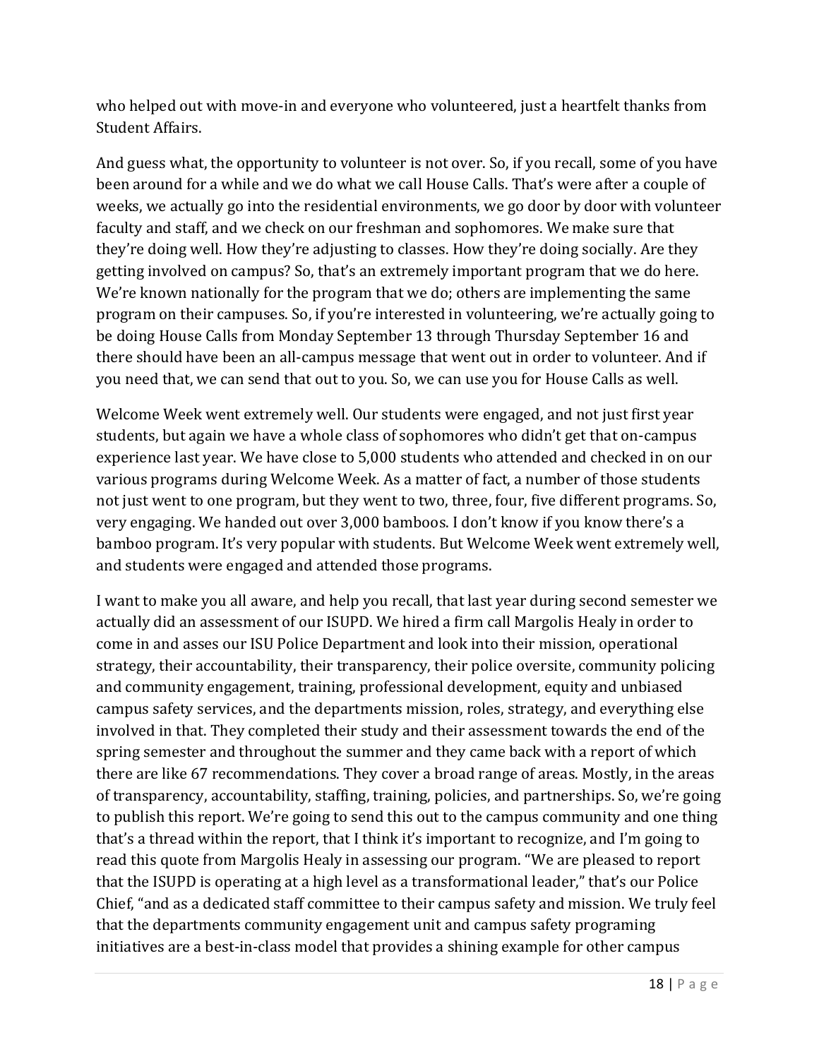who helped out with move-in and everyone who volunteered, just a heartfelt thanks from Student Affairs.

And guess what, the opportunity to volunteer is not over. So, if you recall, some of you have been around for a while and we do what we call House Calls. That's were after a couple of weeks, we actually go into the residential environments, we go door by door with volunteer faculty and staff, and we check on our freshman and sophomores. We make sure that they're doing well. How they're adjusting to classes. How they're doing socially. Are they getting involved on campus? So, that's an extremely important program that we do here. We're known nationally for the program that we do; others are implementing the same program on their campuses. So, if you're interested in volunteering, we're actually going to be doing House Calls from Monday September 13 through Thursday September 16 and there should have been an all-campus message that went out in order to volunteer. And if you need that, we can send that out to you. So, we can use you for House Calls as well.

Welcome Week went extremely well. Our students were engaged, and not just first year students, but again we have a whole class of sophomores who didn't get that on-campus experience last year. We have close to 5,000 students who attended and checked in on our various programs during Welcome Week. As a matter of fact, a number of those students not just went to one program, but they went to two, three, four, five different programs. So, very engaging. We handed out over 3,000 bamboos. I don't know if you know there's a bamboo program. It's very popular with students. But Welcome Week went extremely well, and students were engaged and attended those programs.

I want to make you all aware, and help you recall, that last year during second semester we actually did an assessment of our ISUPD. We hired a firm call Margolis Healy in order to come in and asses our ISU Police Department and look into their mission, operational strategy, their accountability, their transparency, their police oversite, community policing and community engagement, training, professional development, equity and unbiased campus safety services, and the departments mission, roles, strategy, and everything else involved in that. They completed their study and their assessment towards the end of the spring semester and throughout the summer and they came back with a report of which there are like 67 recommendations. They cover a broad range of areas. Mostly, in the areas of transparency, accountability, staffing, training, policies, and partnerships. So, we're going to publish this report. We're going to send this out to the campus community and one thing that's a thread within the report, that I think it's important to recognize, and I'm going to read this quote from Margolis Healy in assessing our program. "We are pleased to report that the ISUPD is operating at a high level as a transformational leader," that's our Police Chief, "and as a dedicated staff committee to their campus safety and mission. We truly feel that the departments community engagement unit and campus safety programing initiatives are a best-in-class model that provides a shining example for other campus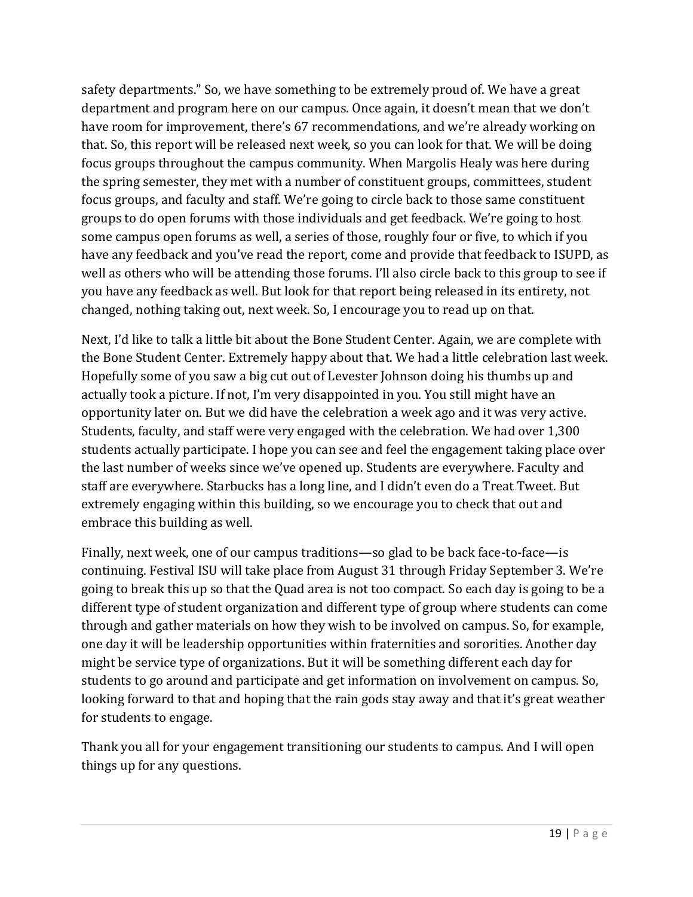safety departments." So, we have something to be extremely proud of. We have a great department and program here on our campus. Once again, it doesn't mean that we don't have room for improvement, there's 67 recommendations, and we're already working on that. So, this report will be released next week, so you can look for that. We will be doing focus groups throughout the campus community. When Margolis Healy was here during the spring semester, they met with a number of constituent groups, committees, student focus groups, and faculty and staff. We're going to circle back to those same constituent groups to do open forums with those individuals and get feedback. We're going to host some campus open forums as well, a series of those, roughly four or five, to which if you have any feedback and you've read the report, come and provide that feedback to ISUPD, as well as others who will be attending those forums. I'll also circle back to this group to see if you have any feedback as well. But look for that report being released in its entirety, not changed, nothing taking out, next week. So, I encourage you to read up on that.

Next, I'd like to talk a little bit about the Bone Student Center. Again, we are complete with the Bone Student Center. Extremely happy about that. We had a little celebration last week. Hopefully some of you saw a big cut out of Levester Johnson doing his thumbs up and actually took a picture. If not, I'm very disappointed in you. You still might have an opportunity later on. But we did have the celebration a week ago and it was very active. Students, faculty, and staff were very engaged with the celebration. We had over 1,300 students actually participate. I hope you can see and feel the engagement taking place over the last number of weeks since we've opened up. Students are everywhere. Faculty and staff are everywhere. Starbucks has a long line, and I didn't even do a Treat Tweet. But extremely engaging within this building, so we encourage you to check that out and embrace this building as well.

Finally, next week, one of our campus traditions—so glad to be back face-to-face—is continuing. Festival ISU will take place from August 31 through Friday September 3. We're going to break this up so that the Quad area is not too compact. So each day is going to be a different type of student organization and different type of group where students can come through and gather materials on how they wish to be involved on campus. So, for example, one day it will be leadership opportunities within fraternities and sororities. Another day might be service type of organizations. But it will be something different each day for students to go around and participate and get information on involvement on campus. So, looking forward to that and hoping that the rain gods stay away and that it's great weather for students to engage.

Thank you all for your engagement transitioning our students to campus. And I will open things up for any questions.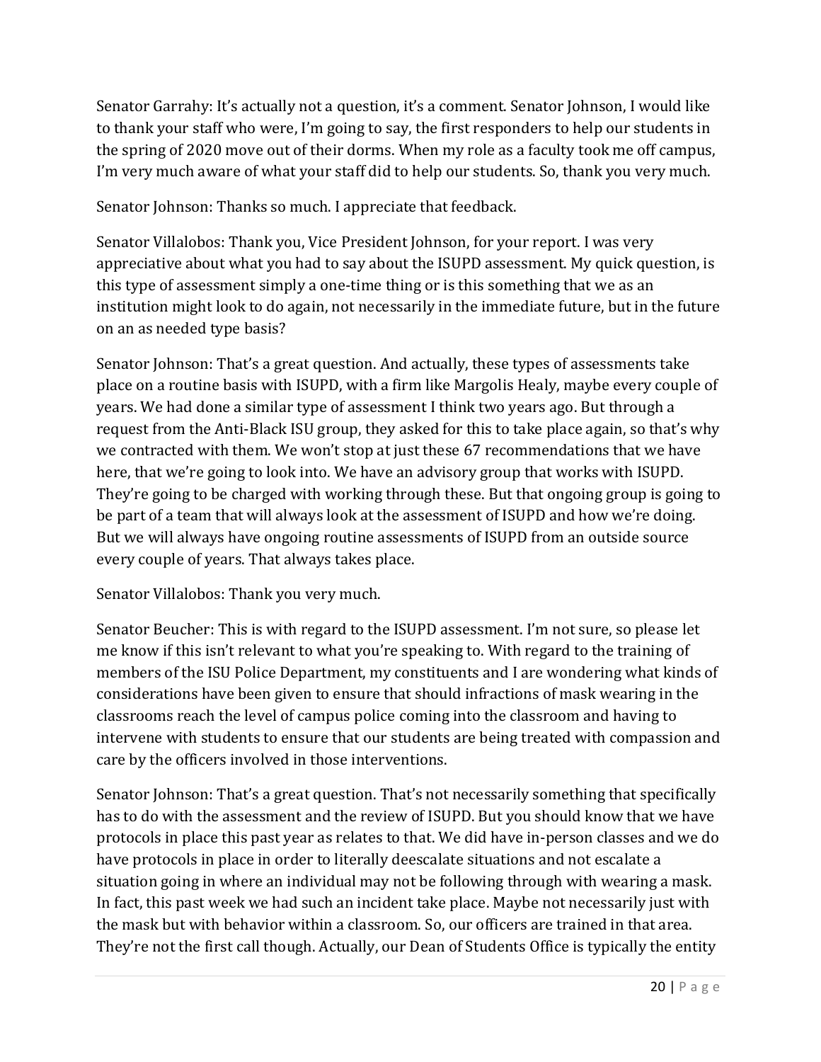Senator Garrahy: It's actually not a question, it's a comment. Senator Johnson, I would like to thank your staff who were, I'm going to say, the first responders to help our students in the spring of 2020 move out of their dorms. When my role as a faculty took me off campus, I'm very much aware of what your staff did to help our students. So, thank you very much.

Senator Johnson: Thanks so much. I appreciate that feedback.

Senator Villalobos: Thank you, Vice President Johnson, for your report. I was very appreciative about what you had to say about the ISUPD assessment. My quick question, is this type of assessment simply a one-time thing or is this something that we as an institution might look to do again, not necessarily in the immediate future, but in the future on an as needed type basis?

Senator Johnson: That's a great question. And actually, these types of assessments take place on a routine basis with ISUPD, with a firm like Margolis Healy, maybe every couple of years. We had done a similar type of assessment I think two years ago. But through a request from the Anti-Black ISU group, they asked for this to take place again, so that's why we contracted with them. We won't stop at just these 67 recommendations that we have here, that we're going to look into. We have an advisory group that works with ISUPD. They're going to be charged with working through these. But that ongoing group is going to be part of a team that will always look at the assessment of ISUPD and how we're doing. But we will always have ongoing routine assessments of ISUPD from an outside source every couple of years. That always takes place.

Senator Villalobos: Thank you very much.

Senator Beucher: This is with regard to the ISUPD assessment. I'm not sure, so please let me know if this isn't relevant to what you're speaking to. With regard to the training of members of the ISU Police Department, my constituents and I are wondering what kinds of considerations have been given to ensure that should infractions of mask wearing in the classrooms reach the level of campus police coming into the classroom and having to intervene with students to ensure that our students are being treated with compassion and care by the officers involved in those interventions.

Senator Johnson: That's a great question. That's not necessarily something that specifically has to do with the assessment and the review of ISUPD. But you should know that we have protocols in place this past year as relates to that. We did have in-person classes and we do have protocols in place in order to literally deescalate situations and not escalate a situation going in where an individual may not be following through with wearing a mask. In fact, this past week we had such an incident take place. Maybe not necessarily just with the mask but with behavior within a classroom. So, our officers are trained in that area. They're not the first call though. Actually, our Dean of Students Office is typically the entity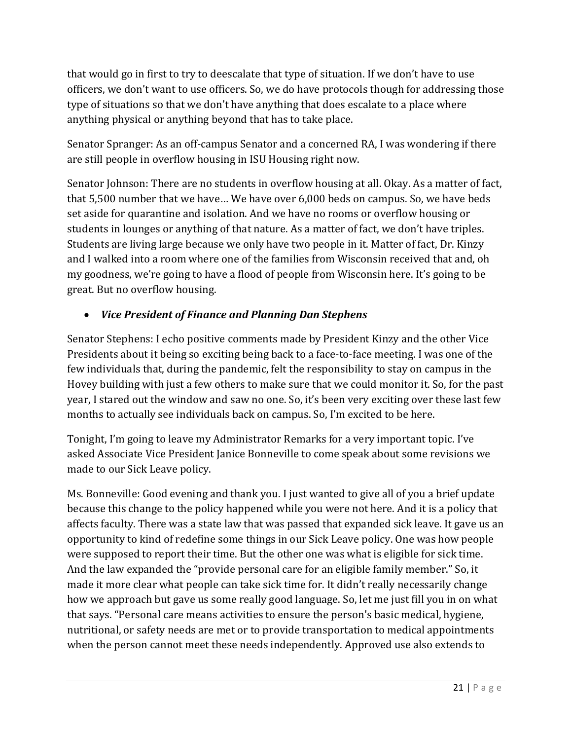that would go in first to try to deescalate that type of situation. If we don't have to use officers, we don't want to use officers. So, we do have protocols though for addressing those type of situations so that we don't have anything that does escalate to a place where anything physical or anything beyond that has to take place.

Senator Spranger: As an off-campus Senator and a concerned RA, I was wondering if there are still people in overflow housing in ISU Housing right now.

Senator Johnson: There are no students in overflow housing at all. Okay. As a matter of fact, that 5,500 number that we have… We have over 6,000 beds on campus. So, we have beds set aside for quarantine and isolation. And we have no rooms or overflow housing or students in lounges or anything of that nature. As a matter of fact, we don't have triples. Students are living large because we only have two people in it. Matter of fact, Dr. Kinzy and I walked into a room where one of the families from Wisconsin received that and, oh my goodness, we're going to have a flood of people from Wisconsin here. It's going to be great. But no overflow housing.

- ***Vice President of Finance and Planning Dan Stephens***

Senator Stephens: I echo positive comments made by President Kinzy and the other Vice Presidents about it being so exciting being back to a face-to-face meeting. I was one of the few individuals that, during the pandemic, felt the responsibility to stay on campus in the Hovey building with just a few others to make sure that we could monitor it. So, for the past year, I stared out the window and saw no one. So, it's been very exciting over these last few months to actually see individuals back on campus. So, I'm excited to be here.

Tonight, I'm going to leave my Administrator Remarks for a very important topic. I've asked Associate Vice President Janice Bonneville to come speak about some revisions we made to our Sick Leave policy.

Ms. Bonneville: Good evening and thank you. I just wanted to give all of you a brief update because this change to the policy happened while you were not here. And it is a policy that affects faculty. There was a state law that was passed that expanded sick leave. It gave us an opportunity to kind of redefine some things in our Sick Leave policy. One was how people were supposed to report their time. But the other one was what is eligible for sick time. And the law expanded the "provide personal care for an eligible family member." So, it made it more clear what people can take sick time for. It didn't really necessarily change how we approach but gave us some really good language. So, let me just fill you in on what that says. "Personal care means activities to ensure the person's basic medical, hygiene, nutritional, or safety needs are met or to provide transportation to medical appointments when the person cannot meet these needs independently. Approved use also extends to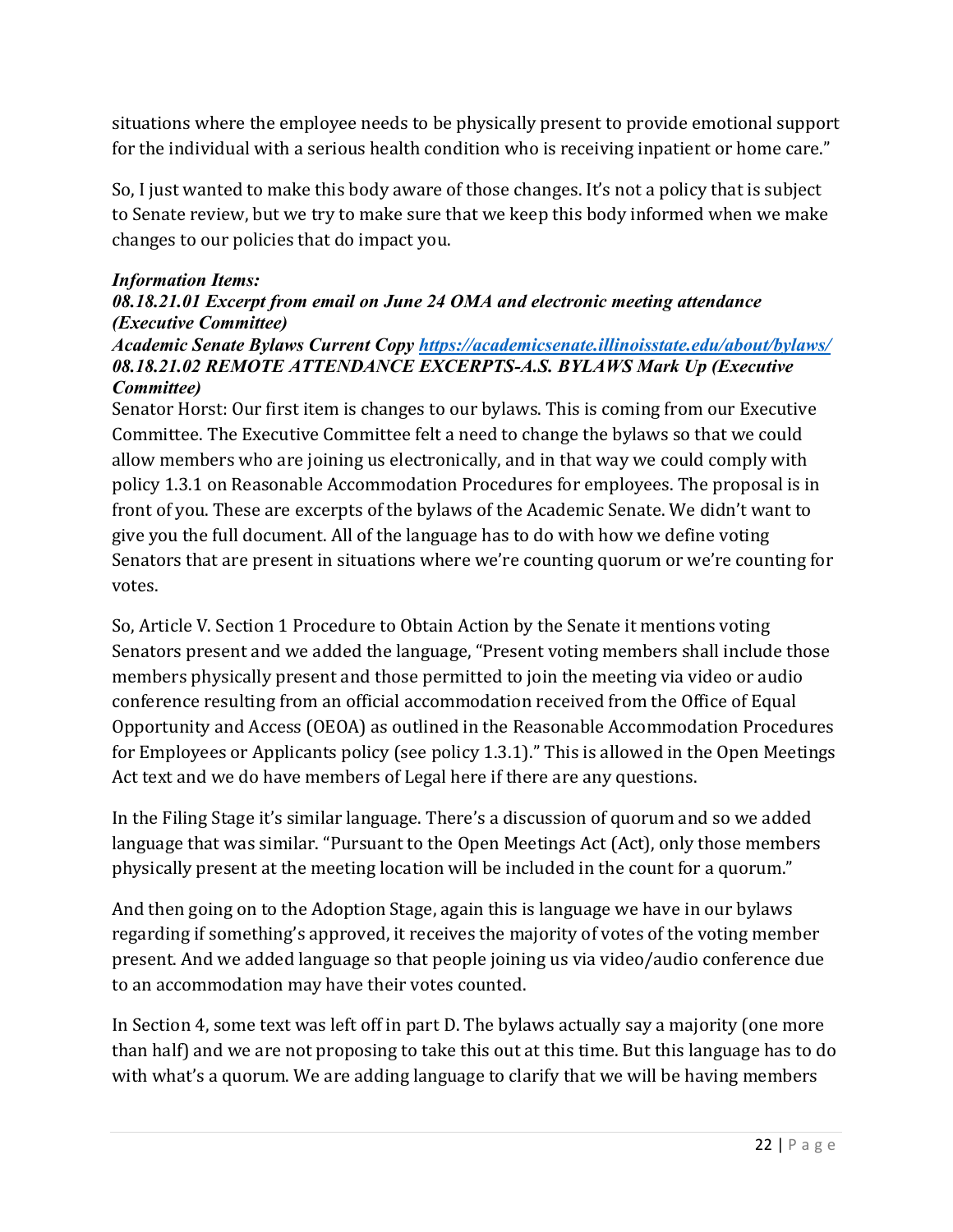situations where the employee needs to be physically present to provide emotional support for the individual with a serious health condition who is receiving inpatient or home care."

So, I just wanted to make this body aware of those changes. It's not a policy that is subject to Senate review, but we try to make sure that we keep this body informed when we make changes to our policies that do impact you.

***Information Items:***
***08.18.21.01 Excerpt from email on June 24 OMA and electronic meeting attendance (Executive Committee)***
***Academic Senate Bylaws Current Copy [https://academicsenate.illinoisstate.edu/about/bylaws/](https://academicsenate.illinoisstate.edu/about/bylaws/)***
***08.18.21.02 REMOTE ATTENDANCE EXCERPTS-A.S. BYLAWS Mark Up (Executive Committee)***

Senator Horst: Our first item is changes to our bylaws. This is coming from our Executive Committee. The Executive Committee felt a need to change the bylaws so that we could allow members who are joining us electronically, and in that way we could comply with policy 1.3.1 on Reasonable Accommodation Procedures for employees. The proposal is in front of you. These are excerpts of the bylaws of the Academic Senate. We didn't want to give you the full document. All of the language has to do with how we define voting Senators that are present in situations where we're counting quorum or we're counting for votes.

So, Article V. Section 1 Procedure to Obtain Action by the Senate it mentions voting Senators present and we added the language, "Present voting members shall include those members physically present and those permitted to join the meeting via video or audio conference resulting from an official accommodation received from the Office of Equal Opportunity and Access (OEOA) as outlined in the Reasonable Accommodation Procedures for Employees or Applicants policy (see policy 1.3.1)." This is allowed in the Open Meetings Act text and we do have members of Legal here if there are any questions.

In the Filing Stage it's similar language. There's a discussion of quorum and so we added language that was similar. "Pursuant to the Open Meetings Act (Act), only those members physically present at the meeting location will be included in the count for a quorum."

And then going on to the Adoption Stage, again this is language we have in our bylaws regarding if something's approved, it receives the majority of votes of the voting member present. And we added language so that people joining us via video/audio conference due to an accommodation may have their votes counted.

In Section 4, some text was left off in part D. The bylaws actually say a majority (one more than half) and we are not proposing to take this out at this time. But this language has to do with what's a quorum. We are adding language to clarify that we will be having members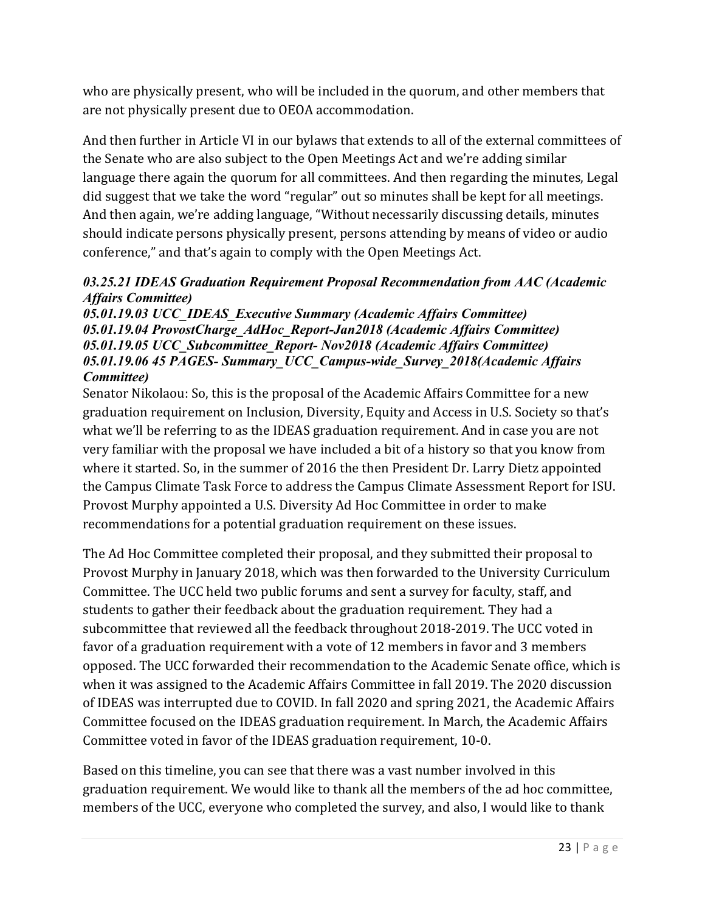who are physically present, who will be included in the quorum, and other members that are not physically present due to OEOA accommodation.

And then further in Article VI in our bylaws that extends to all of the external committees of the Senate who are also subject to the Open Meetings Act and we're adding similar language there again the quorum for all committees. And then regarding the minutes, Legal did suggest that we take the word "regular" out so minutes shall be kept for all meetings. And then again, we're adding language, "Without necessarily discussing details, minutes should indicate persons physically present, persons attending by means of video or audio conference," and that's again to comply with the Open Meetings Act.

***03.25.21 IDEAS Graduation Requirement Proposal Recommendation from AAC (Academic Affairs Committee)***
***05.01.19.03 UCC_IDEAS_Executive Summary (Academic Affairs Committee)***
***05.01.19.04 ProvostCharge_AdHoc_Report-Jan2018 (Academic Affairs Committee)***
***05.01.19.05 UCC_Subcommittee_Report- Nov2018 (Academic Affairs Committee)***
***05.01.19.06 45 PAGES- Summary_UCC_Campus-wide_Survey_2018(Academic Affairs Committee)***

Senator Nikolaou: So, this is the proposal of the Academic Affairs Committee for a new graduation requirement on Inclusion, Diversity, Equity and Access in U.S. Society so that's what we'll be referring to as the IDEAS graduation requirement. And in case you are not very familiar with the proposal we have included a bit of a history so that you know from where it started. So, in the summer of 2016 the then President Dr. Larry Dietz appointed the Campus Climate Task Force to address the Campus Climate Assessment Report for ISU. Provost Murphy appointed a U.S. Diversity Ad Hoc Committee in order to make recommendations for a potential graduation requirement on these issues.

The Ad Hoc Committee completed their proposal, and they submitted their proposal to Provost Murphy in January 2018, which was then forwarded to the University Curriculum Committee. The UCC held two public forums and sent a survey for faculty, staff, and students to gather their feedback about the graduation requirement. They had a subcommittee that reviewed all the feedback throughout 2018-2019. The UCC voted in favor of a graduation requirement with a vote of 12 members in favor and 3 members opposed. The UCC forwarded their recommendation to the Academic Senate office, which is when it was assigned to the Academic Affairs Committee in fall 2019. The 2020 discussion of IDEAS was interrupted due to COVID. In fall 2020 and spring 2021, the Academic Affairs Committee focused on the IDEAS graduation requirement. In March, the Academic Affairs Committee voted in favor of the IDEAS graduation requirement, 10-0.

Based on this timeline, you can see that there was a vast number involved in this graduation requirement. We would like to thank all the members of the ad hoc committee, members of the UCC, everyone who completed the survey, and also, I would like to thank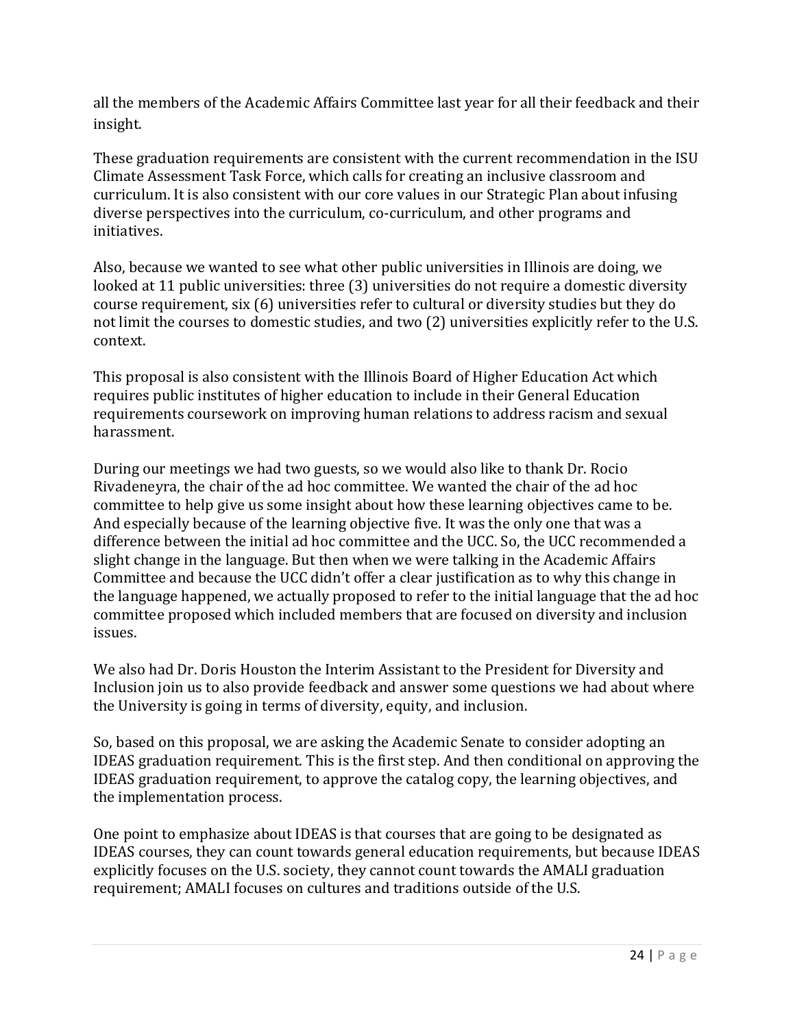all the members of the Academic Affairs Committee last year for all their feedback and their insight.

These graduation requirements are consistent with the current recommendation in the ISU Climate Assessment Task Force, which calls for creating an inclusive classroom and curriculum. It is also consistent with our core values in our Strategic Plan about infusing diverse perspectives into the curriculum, co-curriculum, and other programs and initiatives.

Also, because we wanted to see what other public universities in Illinois are doing, we looked at 11 public universities: three (3) universities do not require a domestic diversity course requirement, six (6) universities refer to cultural or diversity studies but they do not limit the courses to domestic studies, and two (2) universities explicitly refer to the U.S. context.

This proposal is also consistent with the Illinois Board of Higher Education Act which requires public institutes of higher education to include in their General Education requirements coursework on improving human relations to address racism and sexual harassment.

During our meetings we had two guests, so we would also like to thank Dr. Rocio Rivadeneyra, the chair of the ad hoc committee. We wanted the chair of the ad hoc committee to help give us some insight about how these learning objectives came to be. And especially because of the learning objective five. It was the only one that was a difference between the initial ad hoc committee and the UCC. So, the UCC recommended a slight change in the language. But then when we were talking in the Academic Affairs Committee and because the UCC didn't offer a clear justification as to why this change in the language happened, we actually proposed to refer to the initial language that the ad hoc committee proposed which included members that are focused on diversity and inclusion issues.

We also had Dr. Doris Houston the Interim Assistant to the President for Diversity and Inclusion join us to also provide feedback and answer some questions we had about where the University is going in terms of diversity, equity, and inclusion.

So, based on this proposal, we are asking the Academic Senate to consider adopting an IDEAS graduation requirement. This is the first step. And then conditional on approving the IDEAS graduation requirement, to approve the catalog copy, the learning objectives, and the implementation process.

One point to emphasize about IDEAS is that courses that are going to be designated as IDEAS courses, they can count towards general education requirements, but because IDEAS explicitly focuses on the U.S. society, they cannot count towards the AMALI graduation requirement; AMALI focuses on cultures and traditions outside of the U.S.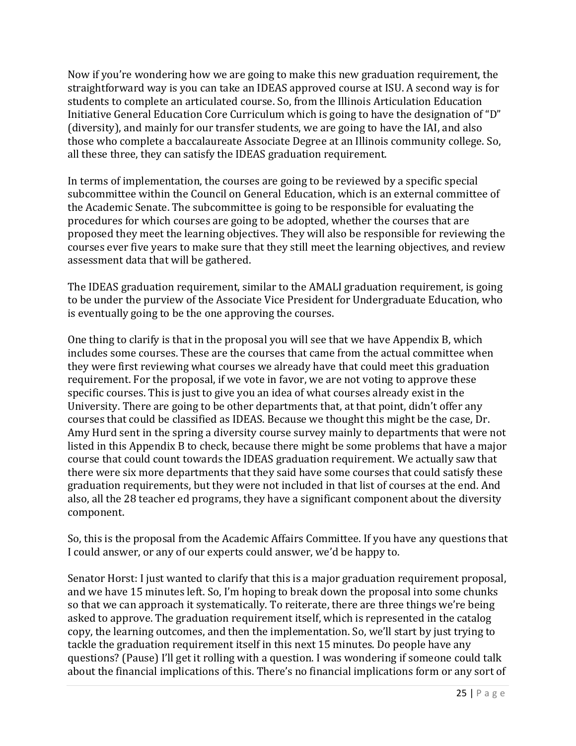Now if you're wondering how we are going to make this new graduation requirement, the straightforward way is you can take an IDEAS approved course at ISU. A second way is for students to complete an articulated course. So, from the Illinois Articulation Education Initiative General Education Core Curriculum which is going to have the designation of "D" (diversity), and mainly for our transfer students, we are going to have the IAI, and also those who complete a baccalaureate Associate Degree at an Illinois community college. So, all these three, they can satisfy the IDEAS graduation requirement.

In terms of implementation, the courses are going to be reviewed by a specific special subcommittee within the Council on General Education, which is an external committee of the Academic Senate. The subcommittee is going to be responsible for evaluating the procedures for which courses are going to be adopted, whether the courses that are proposed they meet the learning objectives. They will also be responsible for reviewing the courses ever five years to make sure that they still meet the learning objectives, and review assessment data that will be gathered.

The IDEAS graduation requirement, similar to the AMALI graduation requirement, is going to be under the purview of the Associate Vice President for Undergraduate Education, who is eventually going to be the one approving the courses.

One thing to clarify is that in the proposal you will see that we have Appendix B, which includes some courses. These are the courses that came from the actual committee when they were first reviewing what courses we already have that could meet this graduation requirement. For the proposal, if we vote in favor, we are not voting to approve these specific courses. This is just to give you an idea of what courses already exist in the University. There are going to be other departments that, at that point, didn't offer any courses that could be classified as IDEAS. Because we thought this might be the case, Dr. Amy Hurd sent in the spring a diversity course survey mainly to departments that were not listed in this Appendix B to check, because there might be some problems that have a major course that could count towards the IDEAS graduation requirement. We actually saw that there were six more departments that they said have some courses that could satisfy these graduation requirements, but they were not included in that list of courses at the end. And also, all the 28 teacher ed programs, they have a significant component about the diversity component.

So, this is the proposal from the Academic Affairs Committee. If you have any questions that I could answer, or any of our experts could answer, we'd be happy to.

Senator Horst: I just wanted to clarify that this is a major graduation requirement proposal, and we have 15 minutes left. So, I'm hoping to break down the proposal into some chunks so that we can approach it systematically. To reiterate, there are three things we're being asked to approve. The graduation requirement itself, which is represented in the catalog copy, the learning outcomes, and then the implementation. So, we'll start by just trying to tackle the graduation requirement itself in this next 15 minutes. Do people have any questions? (Pause) I'll get it rolling with a question. I was wondering if someone could talk about the financial implications of this. There's no financial implications form or any sort of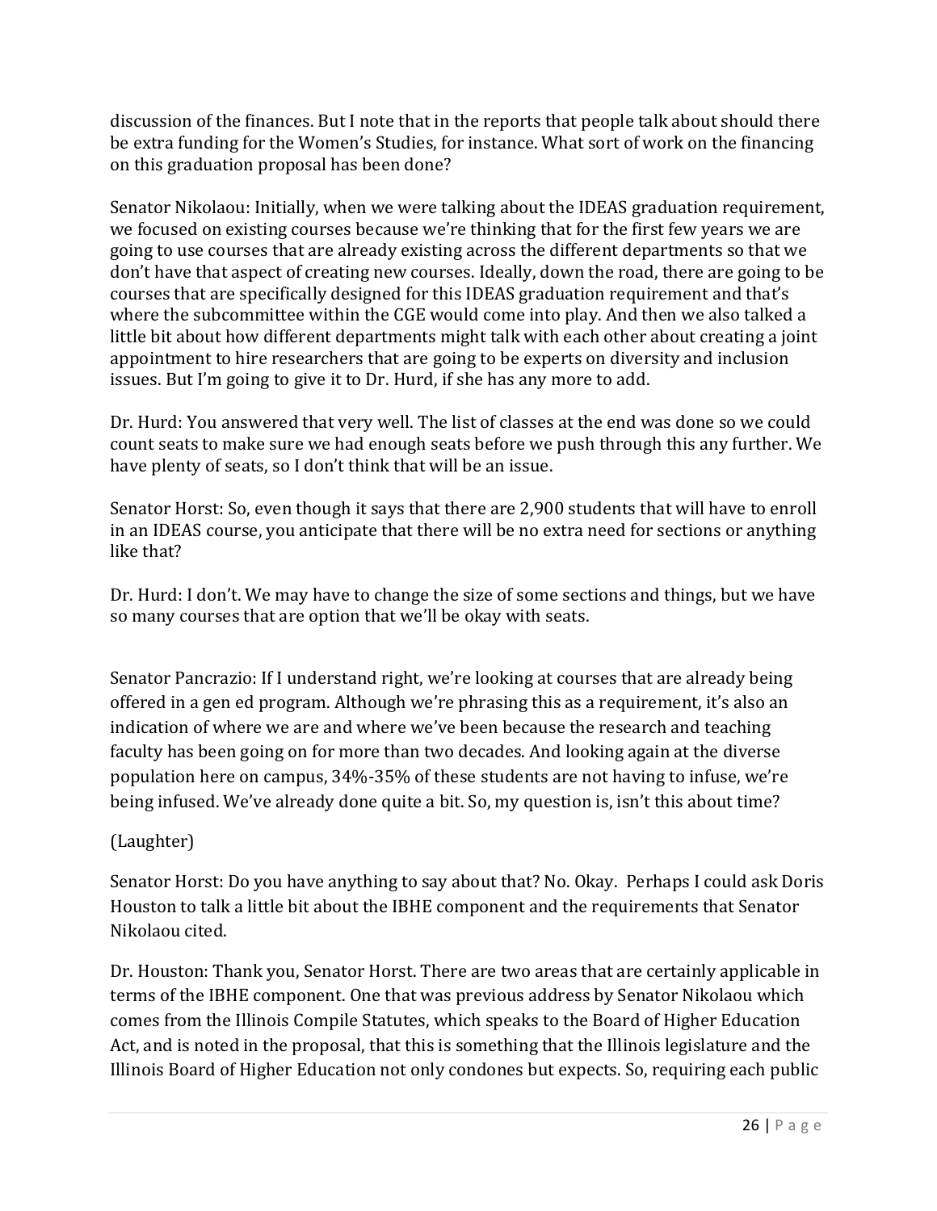discussion of the finances. But I note that in the reports that people talk about should there be extra funding for the Women's Studies, for instance. What sort of work on the financing on this graduation proposal has been done?

Senator Nikolaou: Initially, when we were talking about the IDEAS graduation requirement, we focused on existing courses because we're thinking that for the first few years we are going to use courses that are already existing across the different departments so that we don't have that aspect of creating new courses. Ideally, down the road, there are going to be courses that are specifically designed for this IDEAS graduation requirement and that's where the subcommittee within the CGE would come into play. And then we also talked a little bit about how different departments might talk with each other about creating a joint appointment to hire researchers that are going to be experts on diversity and inclusion issues. But I'm going to give it to Dr. Hurd, if she has any more to add.

Dr. Hurd: You answered that very well. The list of classes at the end was done so we could count seats to make sure we had enough seats before we push through this any further. We have plenty of seats, so I don't think that will be an issue.

Senator Horst: So, even though it says that there are 2,900 students that will have to enroll in an IDEAS course, you anticipate that there will be no extra need for sections or anything like that?

Dr. Hurd: I don't. We may have to change the size of some sections and things, but we have so many courses that are option that we'll be okay with seats.

Senator Pancrazio: If I understand right, we're looking at courses that are already being offered in a gen ed program. Although we're phrasing this as a requirement, it's also an indication of where we are and where we've been because the research and teaching faculty has been going on for more than two decades. And looking again at the diverse population here on campus, 34%-35% of these students are not having to infuse, we're being infused. We've already done quite a bit. So, my question is, isn't this about time?

(Laughter)

Senator Horst: Do you have anything to say about that? No. Okay. Perhaps I could ask Doris Houston to talk a little bit about the IBHE component and the requirements that Senator Nikolaou cited.

Dr. Houston: Thank you, Senator Horst. There are two areas that are certainly applicable in terms of the IBHE component. One that was previous address by Senator Nikolaou which comes from the Illinois Compile Statutes, which speaks to the Board of Higher Education Act, and is noted in the proposal, that this is something that the Illinois legislature and the Illinois Board of Higher Education not only condones but expects. So, requiring each public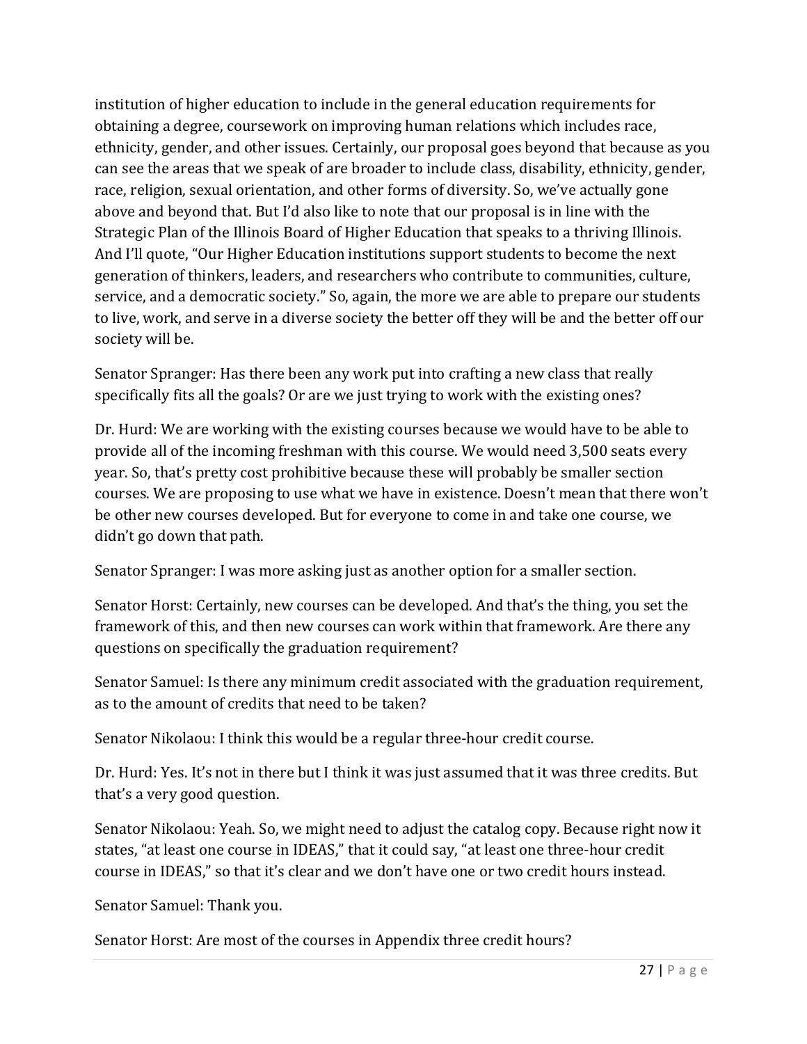institution of higher education to include in the general education requirements for obtaining a degree, coursework on improving human relations which includes race, ethnicity, gender, and other issues. Certainly, our proposal goes beyond that because as you can see the areas that we speak of are broader to include class, disability, ethnicity, gender, race, religion, sexual orientation, and other forms of diversity. So, we've actually gone above and beyond that. But I'd also like to note that our proposal is in line with the Strategic Plan of the Illinois Board of Higher Education that speaks to a thriving Illinois. And I'll quote, "Our Higher Education institutions support students to become the next generation of thinkers, leaders, and researchers who contribute to communities, culture, service, and a democratic society." So, again, the more we are able to prepare our students to live, work, and serve in a diverse society the better off they will be and the better off our society will be.

Senator Spranger: Has there been any work put into crafting a new class that really specifically fits all the goals? Or are we just trying to work with the existing ones?

Dr. Hurd: We are working with the existing courses because we would have to be able to provide all of the incoming freshman with this course. We would need 3,500 seats every year. So, that's pretty cost prohibitive because these will probably be smaller section courses. We are proposing to use what we have in existence. Doesn't mean that there won't be other new courses developed. But for everyone to come in and take one course, we didn't go down that path.

Senator Spranger: I was more asking just as another option for a smaller section.

Senator Horst: Certainly, new courses can be developed. And that's the thing, you set the framework of this, and then new courses can work within that framework. Are there any questions on specifically the graduation requirement?

Senator Samuel: Is there any minimum credit associated with the graduation requirement, as to the amount of credits that need to be taken?

Senator Nikolaou: I think this would be a regular three-hour credit course.

Dr. Hurd: Yes. It's not in there but I think it was just assumed that it was three credits. But that's a very good question.

Senator Nikolaou: Yeah. So, we might need to adjust the catalog copy. Because right now it states, "at least one course in IDEAS," that it could say, "at least one three-hour credit course in IDEAS," so that it's clear and we don't have one or two credit hours instead.

Senator Samuel: Thank you.

Senator Horst: Are most of the courses in Appendix three credit hours?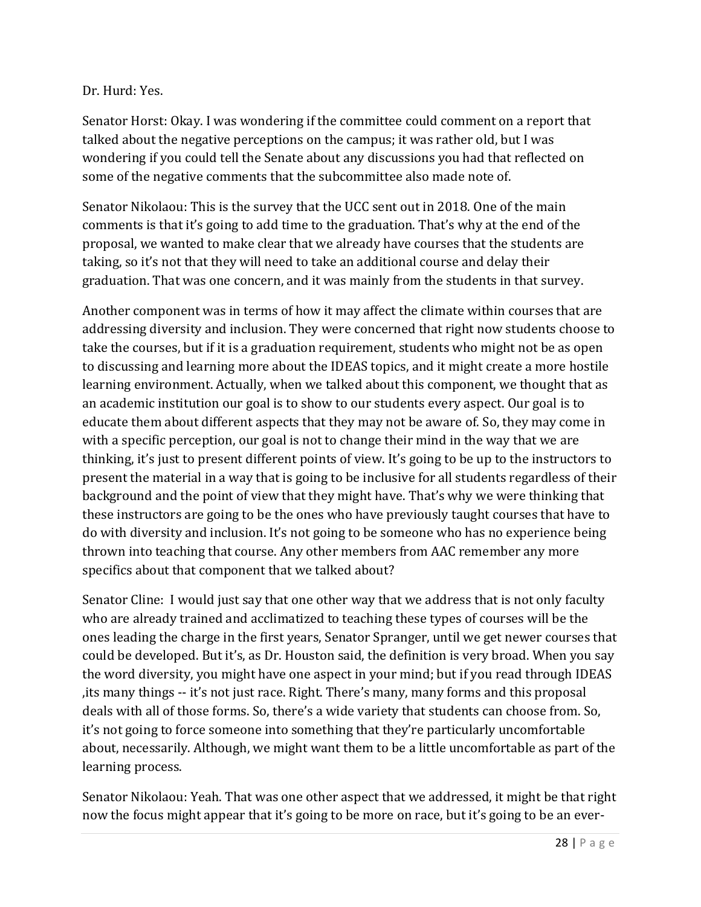Dr. Hurd: Yes.

Senator Horst: Okay. I was wondering if the committee could comment on a report that talked about the negative perceptions on the campus; it was rather old, but I was wondering if you could tell the Senate about any discussions you had that reflected on some of the negative comments that the subcommittee also made note of.

Senator Nikolaou: This is the survey that the UCC sent out in 2018. One of the main comments is that it's going to add time to the graduation. That's why at the end of the proposal, we wanted to make clear that we already have courses that the students are taking, so it's not that they will need to take an additional course and delay their graduation. That was one concern, and it was mainly from the students in that survey.

Another component was in terms of how it may affect the climate within courses that are addressing diversity and inclusion. They were concerned that right now students choose to take the courses, but if it is a graduation requirement, students who might not be as open to discussing and learning more about the IDEAS topics, and it might create a more hostile learning environment. Actually, when we talked about this component, we thought that as an academic institution our goal is to show to our students every aspect. Our goal is to educate them about different aspects that they may not be aware of. So, they may come in with a specific perception, our goal is not to change their mind in the way that we are thinking, it's just to present different points of view. It's going to be up to the instructors to present the material in a way that is going to be inclusive for all students regardless of their background and the point of view that they might have. That's why we were thinking that these instructors are going to be the ones who have previously taught courses that have to do with diversity and inclusion. It's not going to be someone who has no experience being thrown into teaching that course. Any other members from AAC remember any more specifics about that component that we talked about?

Senator Cline: I would just say that one other way that we address that is not only faculty who are already trained and acclimatized to teaching these types of courses will be the ones leading the charge in the first years, Senator Spranger, until we get newer courses that could be developed. But it's, as Dr. Houston said, the definition is very broad. When you say the word diversity, you might have one aspect in your mind; but if you read through IDEAS ,its many things -- it's not just race. Right. There's many, many forms and this proposal deals with all of those forms. So, there's a wide variety that students can choose from. So, it's not going to force someone into something that they're particularly uncomfortable about, necessarily. Although, we might want them to be a little uncomfortable as part of the learning process.

Senator Nikolaou: Yeah. That was one other aspect that we addressed, it might be that right now the focus might appear that it's going to be more on race, but it's going to be an ever-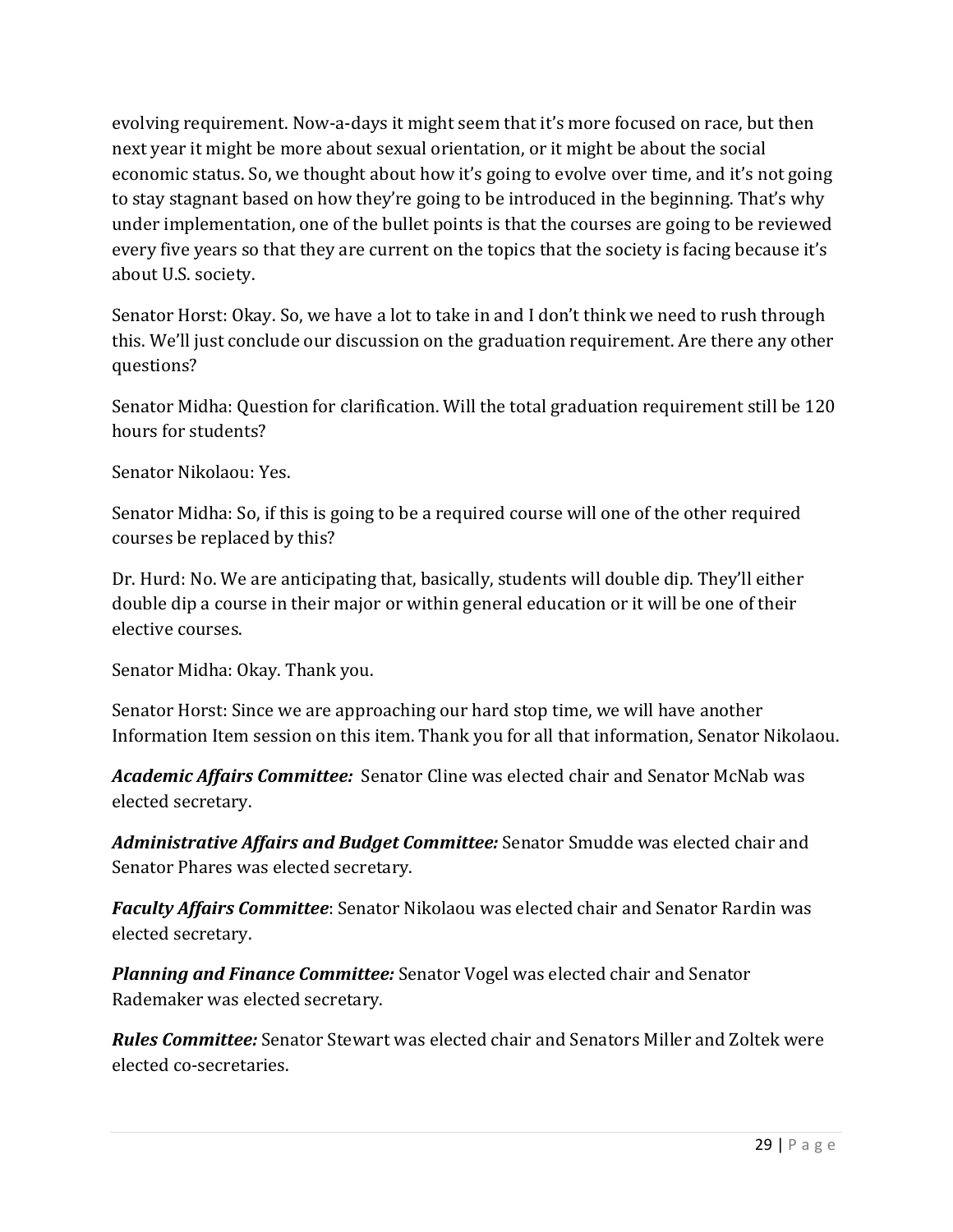evolving requirement. Now-a-days it might seem that it's more focused on race, but then next year it might be more about sexual orientation, or it might be about the social economic status. So, we thought about how it's going to evolve over time, and it's not going to stay stagnant based on how they're going to be introduced in the beginning. That's why under implementation, one of the bullet points is that the courses are going to be reviewed every five years so that they are current on the topics that the society is facing because it's about U.S. society.

Senator Horst: Okay. So, we have a lot to take in and I don't think we need to rush through this. We'll just conclude our discussion on the graduation requirement. Are there any other questions?

Senator Midha: Question for clarification. Will the total graduation requirement still be 120 hours for students?

Senator Nikolaou: Yes.

Senator Midha: So, if this is going to be a required course will one of the other required courses be replaced by this?

Dr. Hurd: No. We are anticipating that, basically, students will double dip. They'll either double dip a course in their major or within general education or it will be one of their elective courses.

Senator Midha: Okay. Thank you.

Senator Horst: Since we are approaching our hard stop time, we will have another Information Item session on this item. Thank you for all that information, Senator Nikolaou.

***Academic Affairs Committee:*** Senator Cline was elected chair and Senator McNab was elected secretary.

***Administrative Affairs and Budget Committee:*** Senator Smudde was elected chair and Senator Phares was elected secretary.

***Faculty Affairs Committee***: Senator Nikolaou was elected chair and Senator Rardin was elected secretary.

***Planning and Finance Committee:*** Senator Vogel was elected chair and Senator Rademaker was elected secretary.

***Rules Committee:*** Senator Stewart was elected chair and Senators Miller and Zoltek were elected co-secretaries.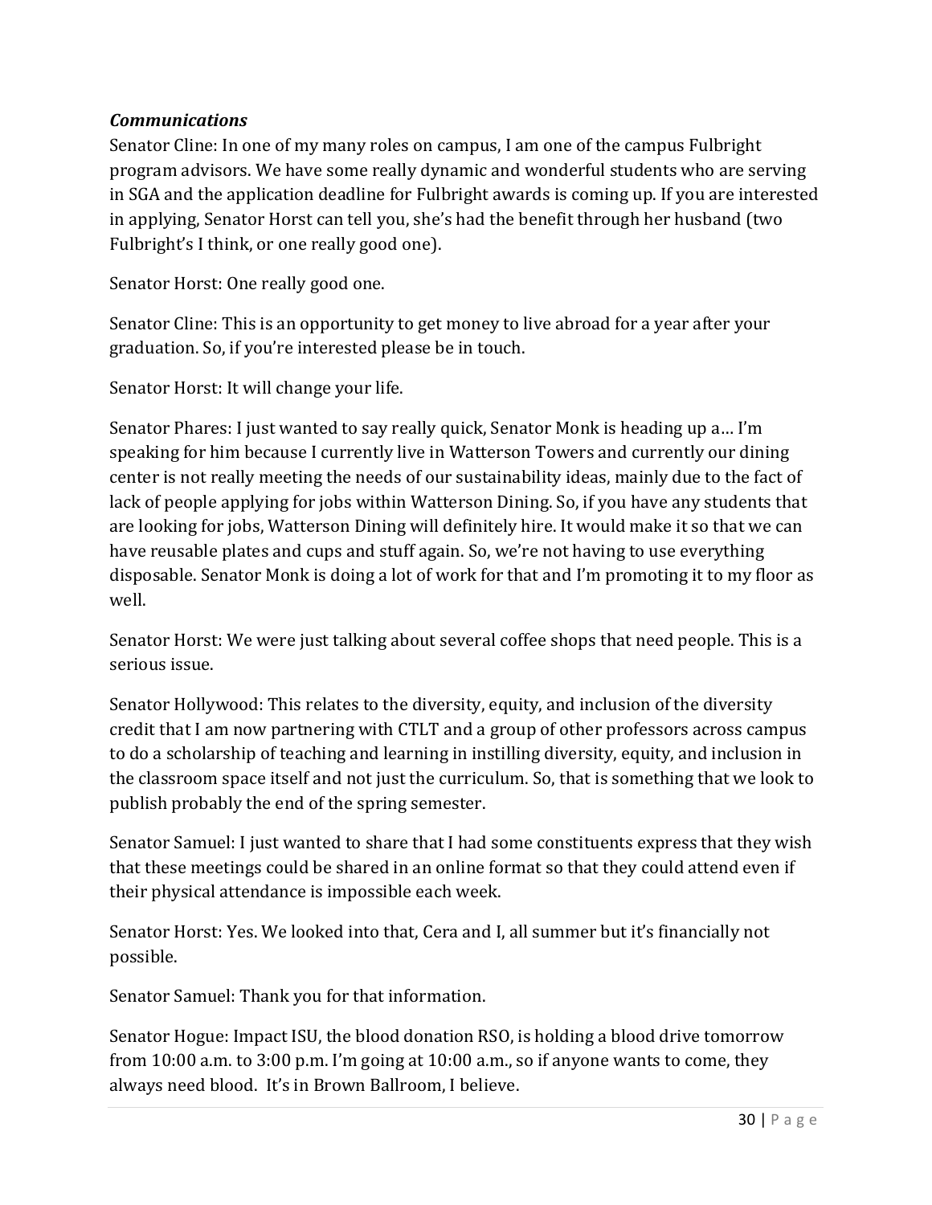### *Communications*

Senator Cline: In one of my many roles on campus, I am one of the campus Fulbright program advisors. We have some really dynamic and wonderful students who are serving in SGA and the application deadline for Fulbright awards is coming up. If you are interested in applying, Senator Horst can tell you, she's had the benefit through her husband (two Fulbright's I think, or one really good one).

Senator Horst: One really good one.

Senator Cline: This is an opportunity to get money to live abroad for a year after your graduation. So, if you're interested please be in touch.

Senator Horst: It will change your life.

Senator Phares: I just wanted to say really quick, Senator Monk is heading up a… I'm speaking for him because I currently live in Watterson Towers and currently our dining center is not really meeting the needs of our sustainability ideas, mainly due to the fact of lack of people applying for jobs within Watterson Dining. So, if you have any students that are looking for jobs, Watterson Dining will definitely hire. It would make it so that we can have reusable plates and cups and stuff again. So, we're not having to use everything disposable. Senator Monk is doing a lot of work for that and I'm promoting it to my floor as well.

Senator Horst: We were just talking about several coffee shops that need people. This is a serious issue.

Senator Hollywood: This relates to the diversity, equity, and inclusion of the diversity credit that I am now partnering with CTLT and a group of other professors across campus to do a scholarship of teaching and learning in instilling diversity, equity, and inclusion in the classroom space itself and not just the curriculum. So, that is something that we look to publish probably the end of the spring semester.

Senator Samuel: I just wanted to share that I had some constituents express that they wish that these meetings could be shared in an online format so that they could attend even if their physical attendance is impossible each week.

Senator Horst: Yes. We looked into that, Cera and I, all summer but it's financially not possible.

Senator Samuel: Thank you for that information.

Senator Hogue: Impact ISU, the blood donation RSO, is holding a blood drive tomorrow from 10:00 a.m. to 3:00 p.m. I'm going at 10:00 a.m., so if anyone wants to come, they always need blood. It's in Brown Ballroom, I believe.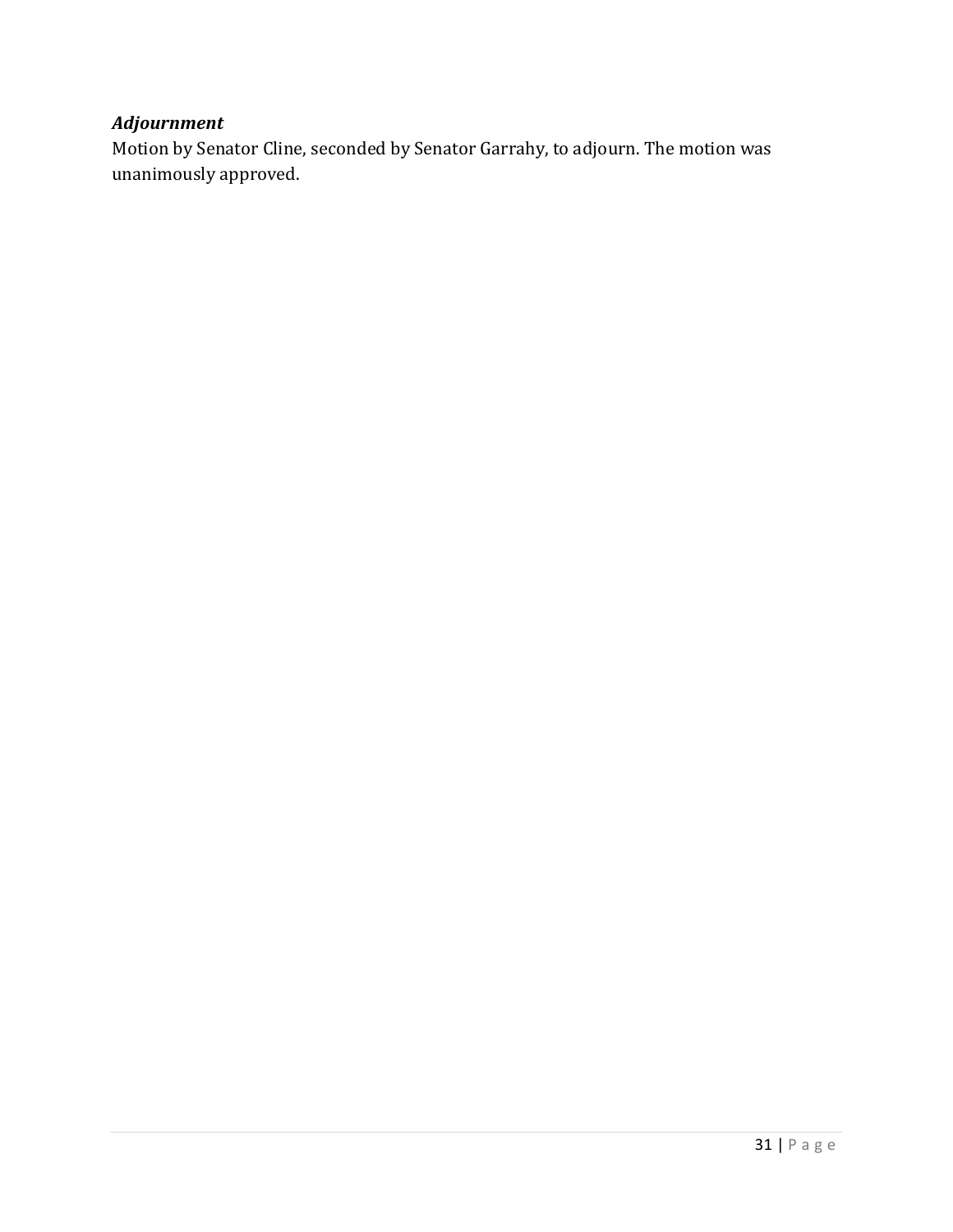***Adjournment***

Motion by Senator Cline, seconded by Senator Garrahy, to adjourn. The motion was unanimously approved.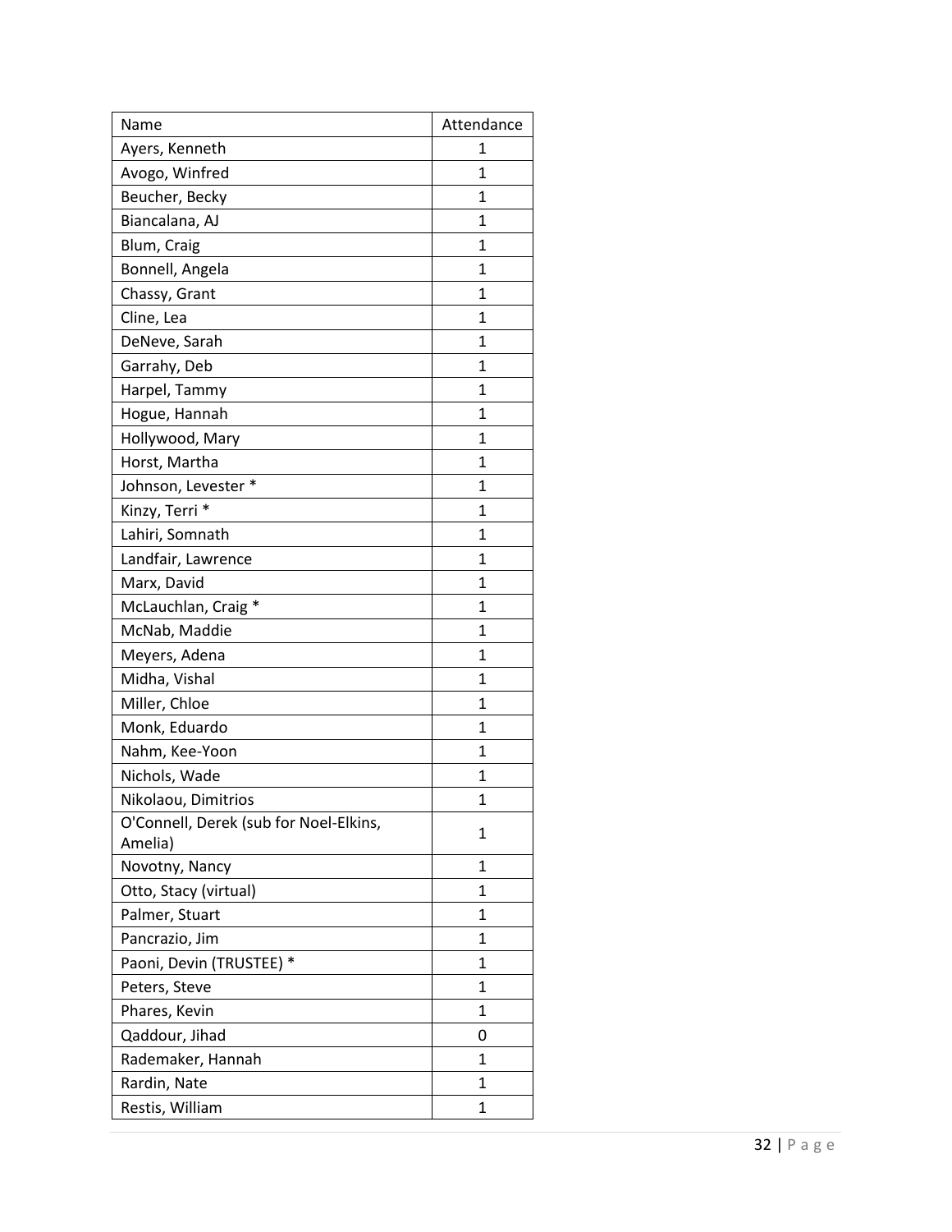| Name | Attendance |
| --- | --- |
| Ayers, Kenneth | 1 |
| Avogo, Winfred | 1 |
| Beucher, Becky | 1 |
| Biancalana, AJ | 1 |
| Blum, Craig | 1 |
| Bonnell, Angela | 1 |
| Chassy, Grant | 1 |
| Cline, Lea | 1 |
| DeNeve, Sarah | 1 |
| Garrahy, Deb | 1 |
| Harpel, Tammy | 1 |
| Hogue, Hannah | 1 |
| Hollywood, Mary | 1 |
| Horst, Martha | 1 |
| Johnson, Levester * | 1 |
| Kinzy, Terri * | 1 |
| Lahiri, Somnath | 1 |
| Landfair, Lawrence | 1 |
| Marx, David | 1 |
| McLauchlan, Craig * | 1 |
| McNab, Maddie | 1 |
| Meyers, Adena | 1 |
| Midha, Vishal | 1 |
| Miller, Chloe | 1 |
| Monk, Eduardo | 1 |
| Nahm, Kee-Yoon | 1 |
| Nichols, Wade | 1 |
| Nikolaou, Dimitrios | 1 |
| O'Connell, Derek (sub for Noel-Elkins, Amelia) | 1 |
| Novotny, Nancy | 1 |
| Otto, Stacy (virtual) | 1 |
| Palmer, Stuart | 1 |
| Pancrazio, Jim | 1 |
| Paoni, Devin (TRUSTEE) * | 1 |
| Peters, Steve | 1 |
| Phares, Kevin | 1 |
| Qaddour, Jihad | 0 |
| Rademaker, Hannah | 1 |
| Rardin, Nate | 1 |
| Restis, William | 1 |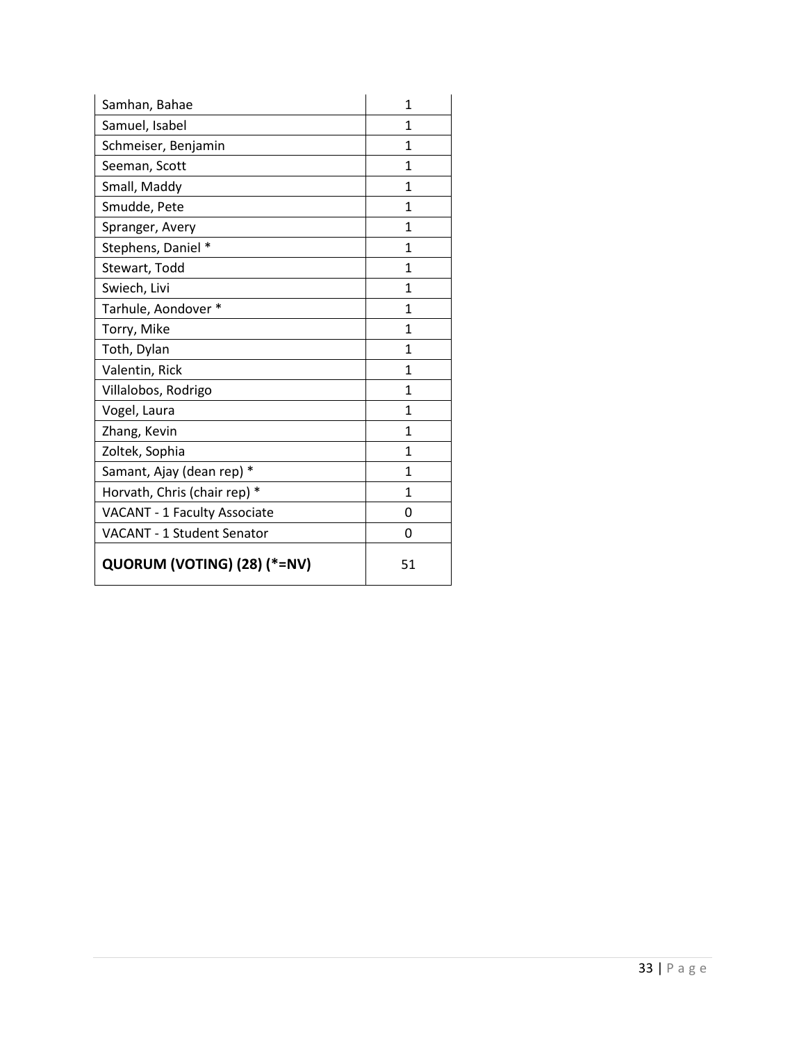| | |
|---|---|
| Samhan, Bahae | 1 |
| Samuel, Isabel | 1 |
| Schmeiser, Benjamin | 1 |
| Seeman, Scott | 1 |
| Small, Maddy | 1 |
| Smudde, Pete | 1 |
| Spranger, Avery | 1 |
| Stephens, Daniel * | 1 |
| Stewart, Todd | 1 |
| Swiech, Livi | 1 |
| Tarhule, Aondover * | 1 |
| Torry, Mike | 1 |
| Toth, Dylan | 1 |
| Valentin, Rick | 1 |
| Villalobos, Rodrigo | 1 |
| Vogel, Laura | 1 |
| Zhang, Kevin | 1 |
| Zoltek, Sophia | 1 |
| Samant, Ajay (dean rep) * | 1 |
| Horvath, Chris (chair rep) * | 1 |
| VACANT - 1 Faculty Associate | 0 |
| VACANT - 1 Student Senator | 0 |
| **QUORUM (VOTING) (28) (*=NV)** | 51 |